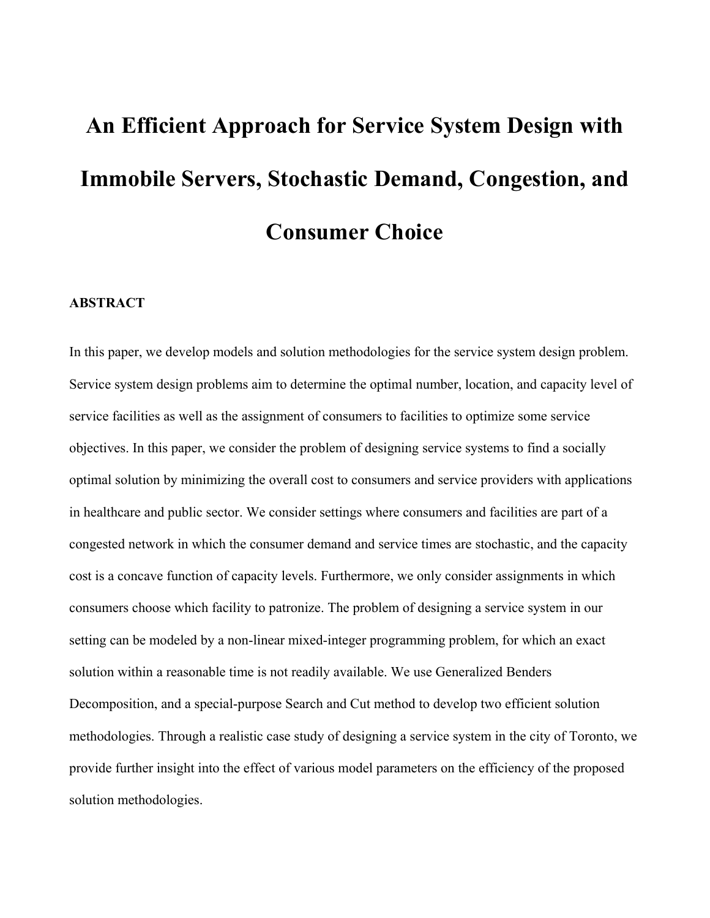# An Efficient Approach for Service System Design with Immobile Servers, Stochastic Demand, Congestion, and Consumer Choice

## ABSTRACT

In this paper, we develop models and solution methodologies for the service system design problem. Service system design problems aim to determine the optimal number, location, and capacity level of service facilities as well as the assignment of consumers to facilities to optimize some service objectives. In this paper, we consider the problem of designing service systems to find a socially optimal solution by minimizing the overall cost to consumers and service providers with applications in healthcare and public sector. We consider settings where consumers and facilities are part of a congested network in which the consumer demand and service times are stochastic, and the capacity cost is a concave function of capacity levels. Furthermore, we only consider assignments in which consumers choose which facility to patronize. The problem of designing a service system in our setting can be modeled by a non-linear mixed-integer programming problem, for which an exact solution within a reasonable time is not readily available. We use Generalized Benders Decomposition, and a special-purpose Search and Cut method to develop two efficient solution methodologies. Through a realistic case study of designing a service system in the city of Toronto, we provide further insight into the effect of various model parameters on the efficiency of the proposed solution methodologies.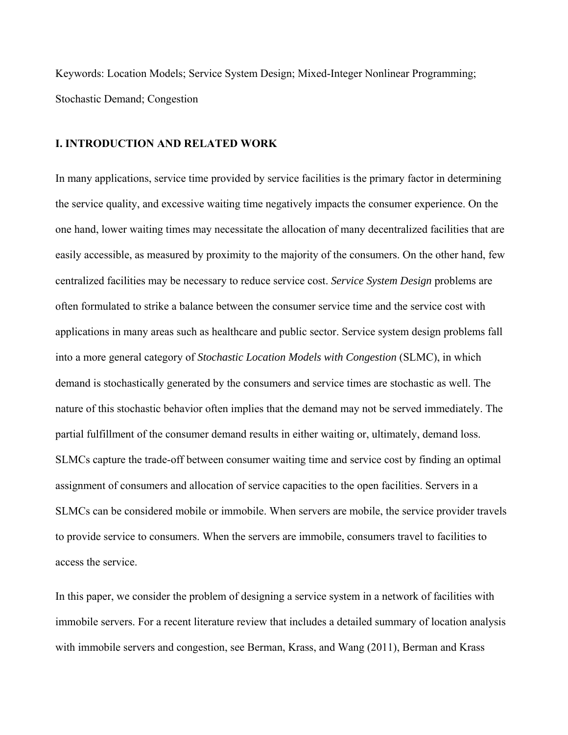Keywords: Location Models; Service System Design; Mixed-Integer Nonlinear Programming; Stochastic Demand; Congestion

## I. INTRODUCTION AND RELATED WORK

In many applications, service time provided by service facilities is the primary factor in determining the service quality, and excessive waiting time negatively impacts the consumer experience. On the one hand, lower waiting times may necessitate the allocation of many decentralized facilities that are easily accessible, as measured by proximity to the majority of the consumers. On the other hand, few centralized facilities may be necessary to reduce service cost. *Service System Design* problems are often formulated to strike a balance between the consumer service time and the service cost with applications in many areas such as healthcare and public sector. Service system design problems fall into a more general category of *Stochastic Location Models with Congestion* (SLMC), in which demand is stochastically generated by the consumers and service times are stochastic as well. The nature of this stochastic behavior often implies that the demand may not be served immediately. The partial fulfillment of the consumer demand results in either waiting or, ultimately, demand loss. SLMCs capture the trade-off between consumer waiting time and service cost by finding an optimal assignment of consumers and allocation of service capacities to the open facilities. Servers in a SLMCs can be considered mobile or immobile. When servers are mobile, the service provider travels to provide service to consumers. When the servers are immobile, consumers travel to facilities to access the service.

In this paper, we consider the problem of designing a service system in a network of facilities with immobile servers. For a recent literature review that includes a detailed summary of location analysis with immobile servers and congestion, see Berman, Krass, and Wang (2011), Berman and Krass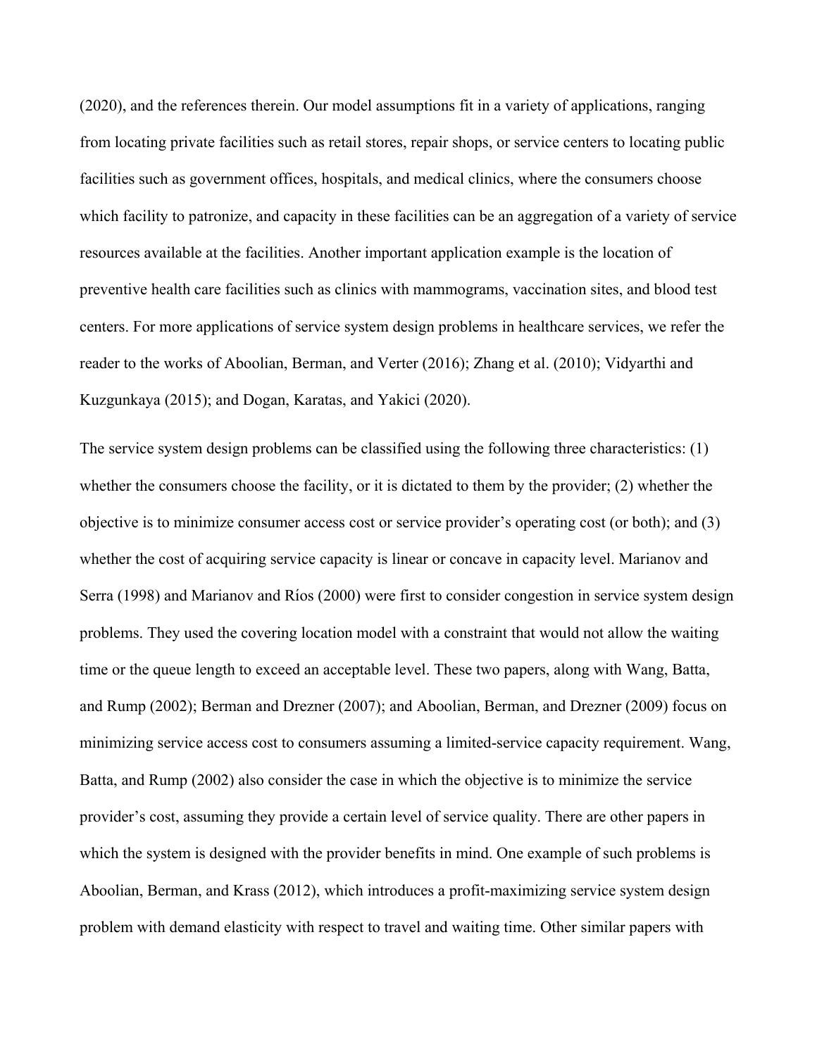(2020), and the references therein. Our model assumptions fit in a variety of applications, ranging from locating private facilities such as retail stores, repair shops, or service centers to locating public facilities such as government offices, hospitals, and medical clinics, where the consumers choose which facility to patronize, and capacity in these facilities can be an aggregation of a variety of service resources available at the facilities. Another important application example is the location of preventive health care facilities such as clinics with mammograms, vaccination sites, and blood test centers. For more applications of service system design problems in healthcare services, we refer the reader to the works of Aboolian, Berman, and Verter (2016); Zhang et al. (2010); Vidyarthi and Kuzgunkaya (2015); and Dogan, Karatas, and Yakici (2020).

The service system design problems can be classified using the following three characteristics: (1) whether the consumers choose the facility, or it is dictated to them by the provider; (2) whether the objective is to minimize consumer access cost or service provider's operating cost (or both); and (3) whether the cost of acquiring service capacity is linear or concave in capacity level. Marianov and Serra (1998) and Marianov and Ríos (2000) were first to consider congestion in service system design problems. They used the covering location model with a constraint that would not allow the waiting time or the queue length to exceed an acceptable level. These two papers, along with Wang, Batta, and Rump (2002); Berman and Drezner (2007); and Aboolian, Berman, and Drezner (2009) focus on minimizing service access cost to consumers assuming a limited-service capacity requirement. Wang, Batta, and Rump (2002) also consider the case in which the objective is to minimize the service provider's cost, assuming they provide a certain level of service quality. There are other papers in which the system is designed with the provider benefits in mind. One example of such problems is Aboolian, Berman, and Krass (2012), which introduces a profit-maximizing service system design problem with demand elasticity with respect to travel and waiting time. Other similar papers with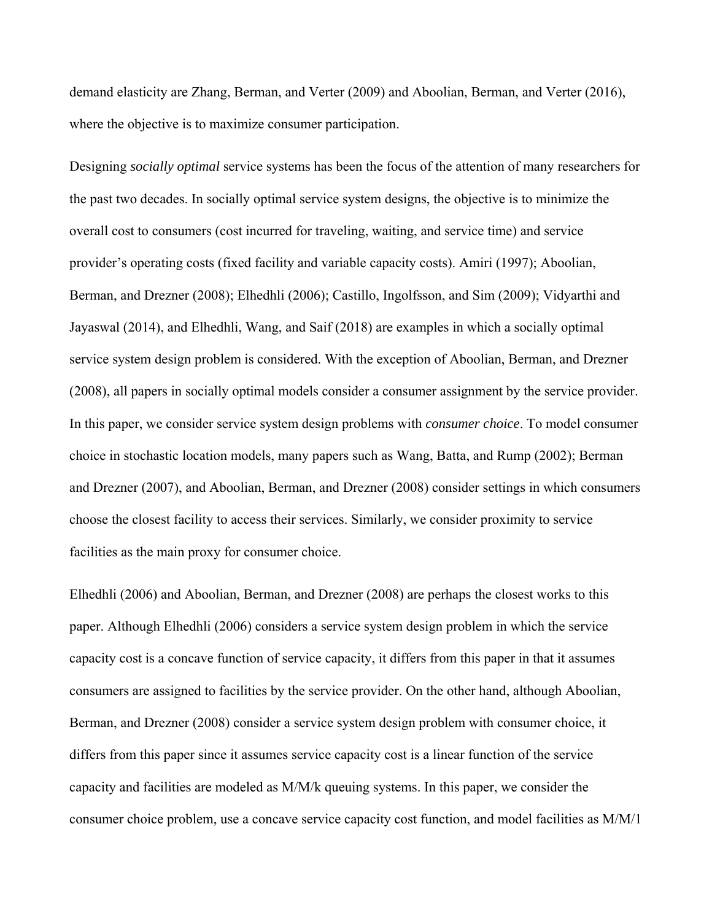demand elasticity are Zhang, Berman, and Verter (2009) and Aboolian, Berman, and Verter (2016), where the objective is to maximize consumer participation.

Designing *socially optimal* service systems has been the focus of the attention of many researchers for the past two decades. In socially optimal service system designs, the objective is to minimize the overall cost to consumers (cost incurred for traveling, waiting, and service time) and service provider's operating costs (fixed facility and variable capacity costs). Amiri (1997); Aboolian, Berman, and Drezner (2008); Elhedhli (2006); Castillo, Ingolfsson, and Sim (2009); Vidyarthi and Jayaswal (2014), and Elhedhli, Wang, and Saif (2018) are examples in which a socially optimal service system design problem is considered. With the exception of Aboolian, Berman, and Drezner (2008), all papers in socially optimal models consider a consumer assignment by the service provider. In this paper, we consider service system design problems with *consumer choice*. To model consumer choice in stochastic location models, many papers such as Wang, Batta, and Rump (2002); Berman and Drezner (2007), and Aboolian, Berman, and Drezner (2008) consider settings in which consumers choose the closest facility to access their services. Similarly, we consider proximity to service facilities as the main proxy for consumer choice.

Elhedhli (2006) and Aboolian, Berman, and Drezner (2008) are perhaps the closest works to this paper. Although Elhedhli (2006) considers a service system design problem in which the service capacity cost is a concave function of service capacity, it differs from this paper in that it assumes consumers are assigned to facilities by the service provider. On the other hand, although Aboolian, Berman, and Drezner (2008) consider a service system design problem with consumer choice, it differs from this paper since it assumes service capacity cost is a linear function of the service capacity and facilities are modeled as M/M/k queuing systems. In this paper, we consider the consumer choice problem, use a concave service capacity cost function, and model facilities as M/M/1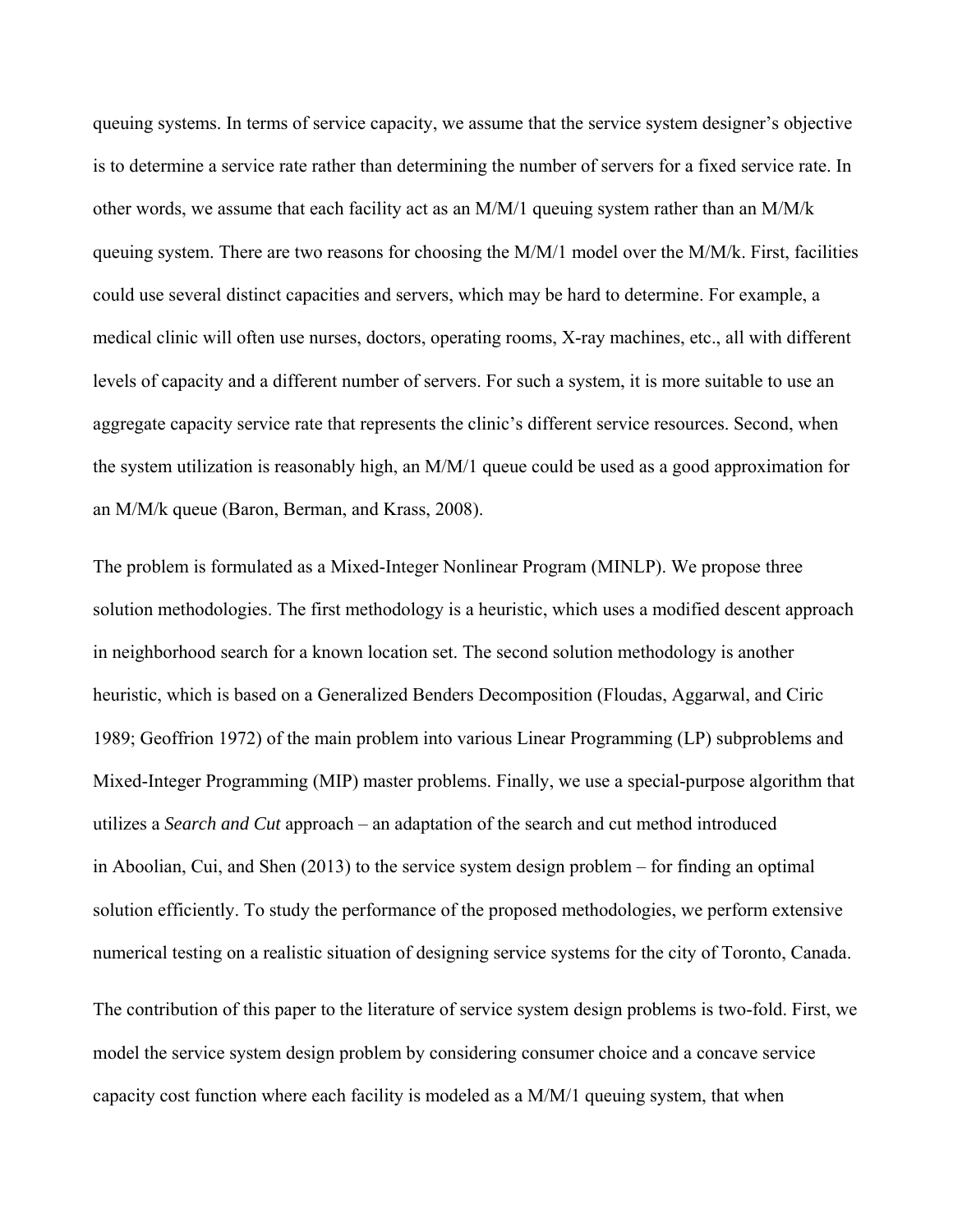queuing systems. In terms of service capacity, we assume that the service system designer's objective is to determine a service rate rather than determining the number of servers for a fixed service rate. In other words, we assume that each facility act as an M/M/1 queuing system rather than an M/M/k queuing system. There are two reasons for choosing the M/M/1 model over the M/M/k. First, facilities could use several distinct capacities and servers, which may be hard to determine. For example, a medical clinic will often use nurses, doctors, operating rooms, X-ray machines, etc., all with different levels of capacity and a different number of servers. For such a system, it is more suitable to use an aggregate capacity service rate that represents the clinic's different service resources. Second, when the system utilization is reasonably high, an M/M/1 queue could be used as a good approximation for an M/M/k queue (Baron, Berman, and Krass, 2008).

The problem is formulated as a Mixed-Integer Nonlinear Program (MINLP). We propose three solution methodologies. The first methodology is a heuristic, which uses a modified descent approach in neighborhood search for a known location set. The second solution methodology is another heuristic, which is based on a Generalized Benders Decomposition (Floudas, Aggarwal, and Ciric 1989; Geoffrion 1972) of the main problem into various Linear Programming (LP) subproblems and Mixed-Integer Programming (MIP) master problems. Finally, we use a special-purpose algorithm that utilizes a *Search and Cut* approach – an adaptation of the search and cut method introduced in Aboolian, Cui, and Shen (2013) to the service system design problem – for finding an optimal solution efficiently. To study the performance of the proposed methodologies, we perform extensive numerical testing on a realistic situation of designing service systems for the city of Toronto, Canada.

The contribution of this paper to the literature of service system design problems is two-fold. First, we model the service system design problem by considering consumer choice and a concave service capacity cost function where each facility is modeled as a M/M/1 queuing system, that when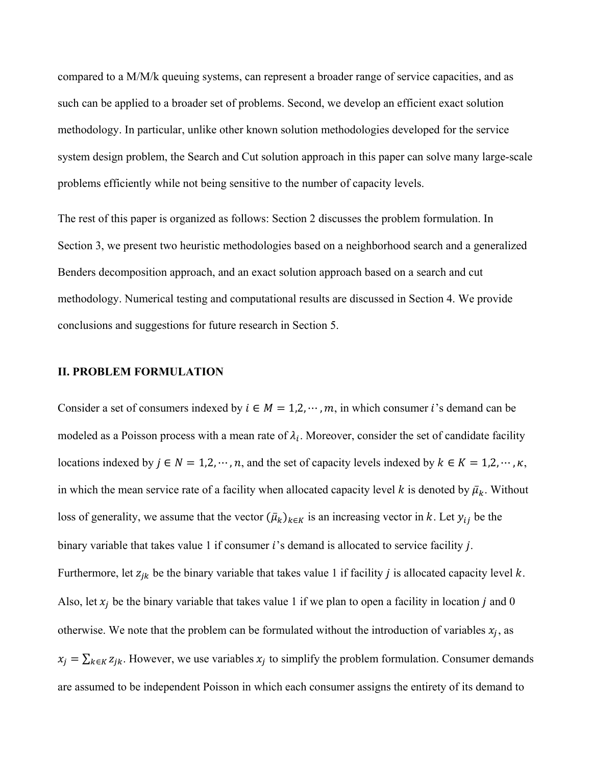compared to a M/M/k queuing systems, can represent a broader range of service capacities, and as such can be applied to a broader set of problems. Second, we develop an efficient exact solution methodology. In particular, unlike other known solution methodologies developed for the service system design problem, the Search and Cut solution approach in this paper can solve many large-scale problems efficiently while not being sensitive to the number of capacity levels.

The rest of this paper is organized as follows: Section 2 discusses the problem formulation. In Section 3, we present two heuristic methodologies based on a neighborhood search and a generalized Benders decomposition approach, and an exact solution approach based on a search and cut methodology. Numerical testing and computational results are discussed in Section 4. We provide conclusions and suggestions for future research in Section 5.

## II. PROBLEM FORMULATION

Consider a set of consumers indexed by $i \in M = 1,2,\cdots,m$, in which consumer $i$'s demand can be modeled as a Poisson process with a mean rate of $\lambda_i$. Moreover, consider the set of candidate facility locations indexed by $j \in N = 1,2,\cdots,n$, and the set of capacity levels indexed by $k \in K = 1,2,\cdots,\kappa$, in which the mean service rate of a facility when allocated capacity level $k$ is denoted by $\bar{\mu}_k$. Without loss of generality, we assume that the vector $(\bar{\mu}_k)_{k\in K}$ is an increasing vector in $k$. Let $y_{ij}$ be the binary variable that takes value 1 if consumer $i$'s demand is allocated to service facility $j$. Furthermore, let $z_{jk}$ be the binary variable that takes value 1 if facility $j$ is allocated capacity level $k$. Also, let $x_j$ be the binary variable that takes value 1 if we plan to open a facility in location $j$ and 0 otherwise. We note that the problem can be formulated without the introduction of variables $x_j$, as $x_j = \sum_{k\in K} z_{jk}$. However, we use variables $x_j$ to simplify the problem formulation. Consumer demands are assumed to be independent Poisson in which each consumer assigns the entirety of its demand to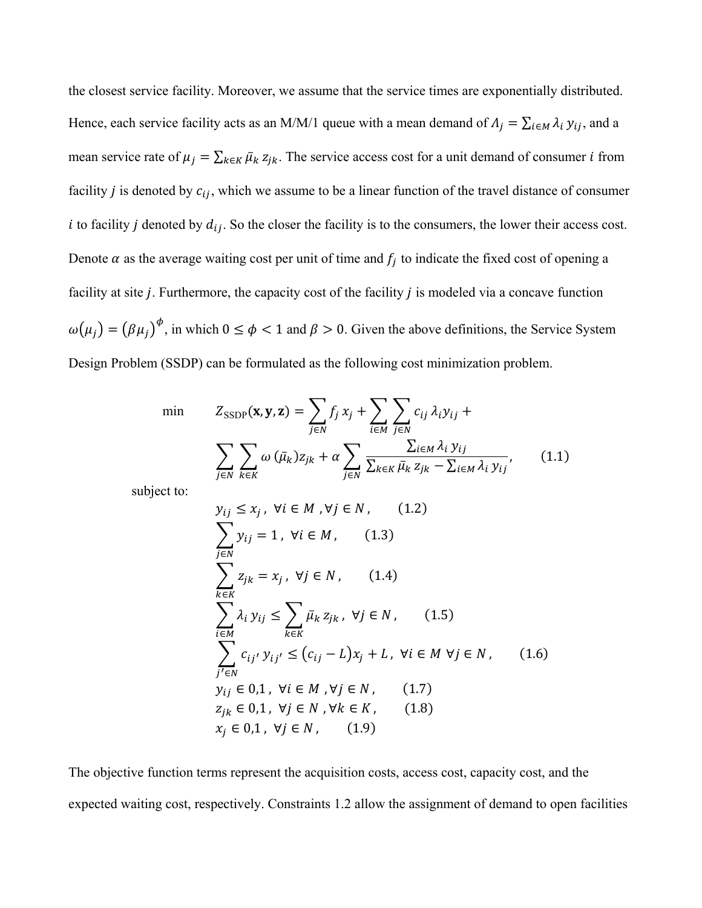the closest service facility. Moreover, we assume that the service times are exponentially distributed. Hence, each service facility acts as an M/M/1 queue with a mean demand of $\Lambda_j = \sum_{i \in M} \lambda_i \, y_{ij}$, and a mean service rate of $\mu_j = \sum_{k \in K} \bar{\mu}_k \, z_{jk}$. The service access cost for a unit demand of consumer $i$ from facility $j$ is denoted by $c_{ij}$, which we assume to be a linear function of the travel distance of consumer $i$ to facility $j$ denoted by $d_{ij}$. So the closer the facility is to the consumers, the lower their access cost. Denote $\alpha$ as the average waiting cost per unit of time and $f_j$ to indicate the fixed cost of opening a facility at site $j$. Furthermore, the capacity cost of the facility $j$ is modeled via a concave function $\omega(\mu_j) = (\beta \mu_j)^{\phi}$, in which $0 \leq \phi < 1$ and $\beta > 0$. Given the above definitions, the Service System Design Problem (SSDP) can be formulated as the following cost minimization problem.

$$
\min \quad Z_{\text{SSDP}}(\mathbf{x}, \mathbf{y}, \mathbf{z}) = \sum_{j \in N} f_j \, x_j + \sum_{i \in M} \sum_{j \in N} c_{ij} \, \lambda_i y_{ij} + \sum_{j \in N} \sum_{k \in K} \omega\left(\bar{\mu}_k\right) z_{jk} + \alpha \sum_{j \in N} \frac{\sum_{i \in M} \lambda_i \, y_{ij}}{\sum_{k \in K} \bar{\mu}_k \, z_{jk} - \sum_{i \in M} \lambda_i \, y_{ij}}, \qquad (1.1)
$$

subject to:

$$
y_{ij} \leq x_j \,, \;\; \forall i \in M \,, \forall j \in N \,, \qquad (1.2)
$$

$$
\sum_{j \in N} y_{ij} = 1 \,, \;\; \forall i \in M \,, \qquad (1.3)
$$

$$
\sum_{k \in K} z_{jk} = x_j \,, \;\; \forall j \in N \,, \qquad (1.4)
$$

$$
\sum_{i \in M} \lambda_i \, y_{ij} \leq \sum_{k \in K} \bar{\mu}_k \, z_{jk} \,, \;\; \forall j \in N \,, \qquad (1.5)
$$

$$
\sum_{j' \in N} c_{ij'} \, y_{ij'} \leq \left(c_{ij} - L\right) x_j + L \,, \;\; \forall i \in M \; \forall j \in N \,, \qquad (1.6)
$$

$$
y_{ij} \in 0{,}1 \,, \;\; \forall i \in M \,, \forall j \in N \,, \qquad (1.7)
$$

$$
z_{jk} \in 0{,}1 \,, \;\; \forall j \in N \,, \forall k \in K \,, \qquad (1.8)
$$

$$
x_j \in 0{,}1 \,, \;\; \forall j \in N \,, \qquad (1.9)
$$

The objective function terms represent the acquisition costs, access cost, capacity cost, and the expected waiting cost, respectively. Constraints 1.2 allow the assignment of demand to open facilities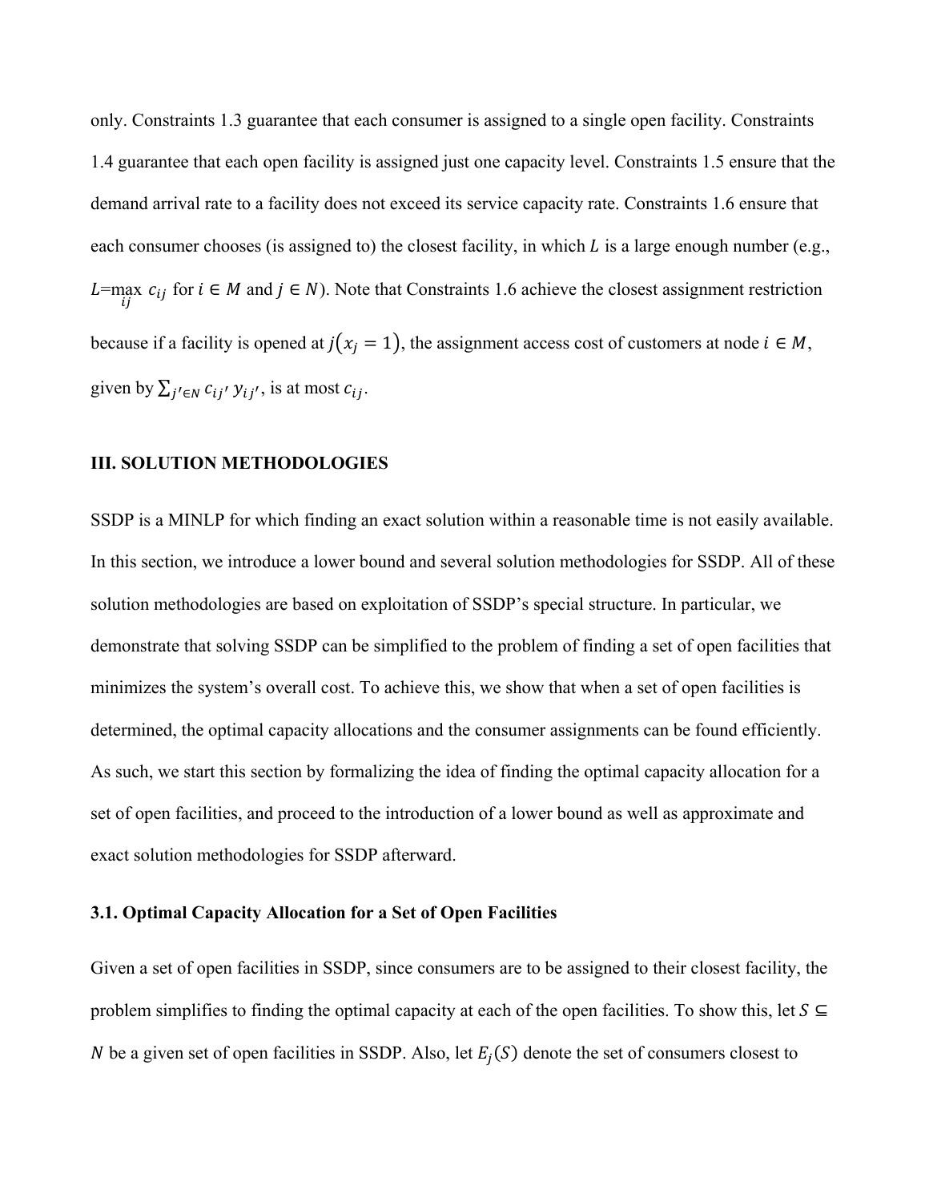only. Constraints 1.3 guarantee that each consumer is assigned to a single open facility. Constraints 1.4 guarantee that each open facility is assigned just one capacity level. Constraints 1.5 ensure that the demand arrival rate to a facility does not exceed its service capacity rate. Constraints 1.6 ensure that each consumer chooses (is assigned to) the closest facility, in which $L$ is a large enough number (e.g., $L$=$\max_{ij}\ c_{ij}$ for $i \in M$ and $j \in N$). Note that Constraints 1.6 achieve the closest assignment restriction because if a facility is opened at $j(x_j = 1)$, the assignment access cost of customers at node $i \in M$, given by $\sum_{j' \in N} c_{ij'}\, y_{ij'}$, is at most $c_{ij}$.

### III. SOLUTION METHODOLOGIES

SSDP is a MINLP for which finding an exact solution within a reasonable time is not easily available. In this section, we introduce a lower bound and several solution methodologies for SSDP. All of these solution methodologies are based on exploitation of SSDP's special structure. In particular, we demonstrate that solving SSDP can be simplified to the problem of finding a set of open facilities that minimizes the system's overall cost. To achieve this, we show that when a set of open facilities is determined, the optimal capacity allocations and the consumer assignments can be found efficiently. As such, we start this section by formalizing the idea of finding the optimal capacity allocation for a set of open facilities, and proceed to the introduction of a lower bound as well as approximate and exact solution methodologies for SSDP afterward.

#### 3.1. Optimal Capacity Allocation for a Set of Open Facilities

Given a set of open facilities in SSDP, since consumers are to be assigned to their closest facility, the problem simplifies to finding the optimal capacity at each of the open facilities. To show this, let $S \subseteq N$ be a given set of open facilities in SSDP. Also, let $E_j(S)$ denote the set of consumers closest to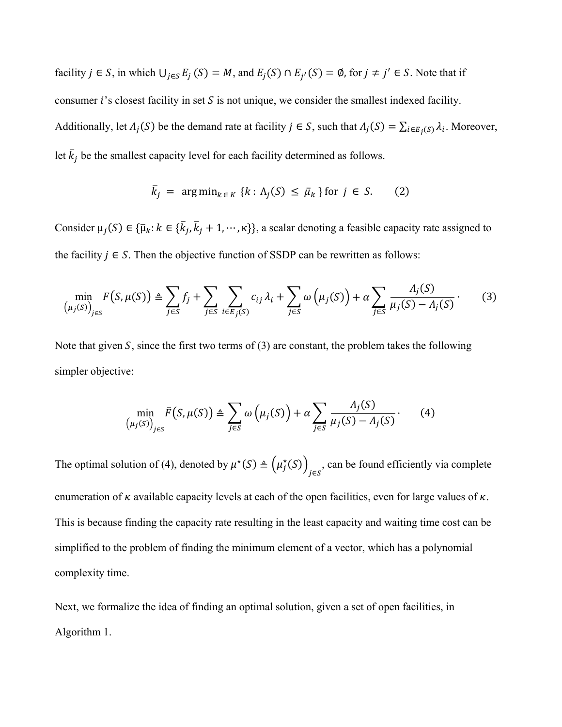facility $j \in S$, in which $\bigcup_{j \in S} E_j(S) = M$, and $E_j(S) \cap E_{j'}(S) = \emptyset$, for $j \neq j' \in S$. Note that if consumer $i$'s closest facility in set $S$ is not unique, we consider the smallest indexed facility. Additionally, let $\Lambda_j(S)$ be the demand rate at facility $j \in S$, such that $\Lambda_j(S) = \sum_{i \in E_j(S)} \lambda_i$. Moreover, let $\bar{k}_j$ be the smallest capacity level for each facility determined as follows.

$$\bar{k}_j = \arg\min_{k \in K} \{k : \Lambda_j(S) \leq \bar{\mu}_k\} \text{ for } j \in S. \qquad (2)$$

Consider $\mu_j(S) \in \{\bar{\mu}_k : k \in \{\bar{k}_j, \bar{k}_j + 1, \cdots, \kappa\}\}$, a scalar denoting a feasible capacity rate assigned to the facility $j \in S$. Then the objective function of SSDP can be rewritten as follows:

$$\min_{(\mu_j(S))_{j \in S}} F(S, \mu(S)) \triangleq \sum_{j \in S} f_j + \sum_{j \in S} \sum_{i \in E_j(S)} c_{ij} \lambda_i + \sum_{j \in S} \omega\left(\mu_j(S)\right) + \alpha \sum_{j \in S} \frac{\Lambda_j(S)}{\mu_j(S) - \Lambda_j(S)}. \qquad (3)$$

Note that given $S$, since the first two terms of (3) are constant, the problem takes the following simpler objective:

$$\min_{(\mu_j(S))_{j \in S}} \bar{F}(S, \mu(S)) \triangleq \sum_{j \in S} \omega\left(\mu_j(S)\right) + \alpha \sum_{j \in S} \frac{\Lambda_j(S)}{\mu_j(S) - \Lambda_j(S)}. \qquad (4)$$

The optimal solution of (4), denoted by $\mu^\star(S) \triangleq \left(\mu_j^\star(S)\right)_{j \in S}$, can be found efficiently via complete enumeration of $\kappa$ available capacity levels at each of the open facilities, even for large values of $\kappa$. This is because finding the capacity rate resulting in the least capacity and waiting time cost can be simplified to the problem of finding the minimum element of a vector, which has a polynomial complexity time.

Next, we formalize the idea of finding an optimal solution, given a set of open facilities, in Algorithm 1.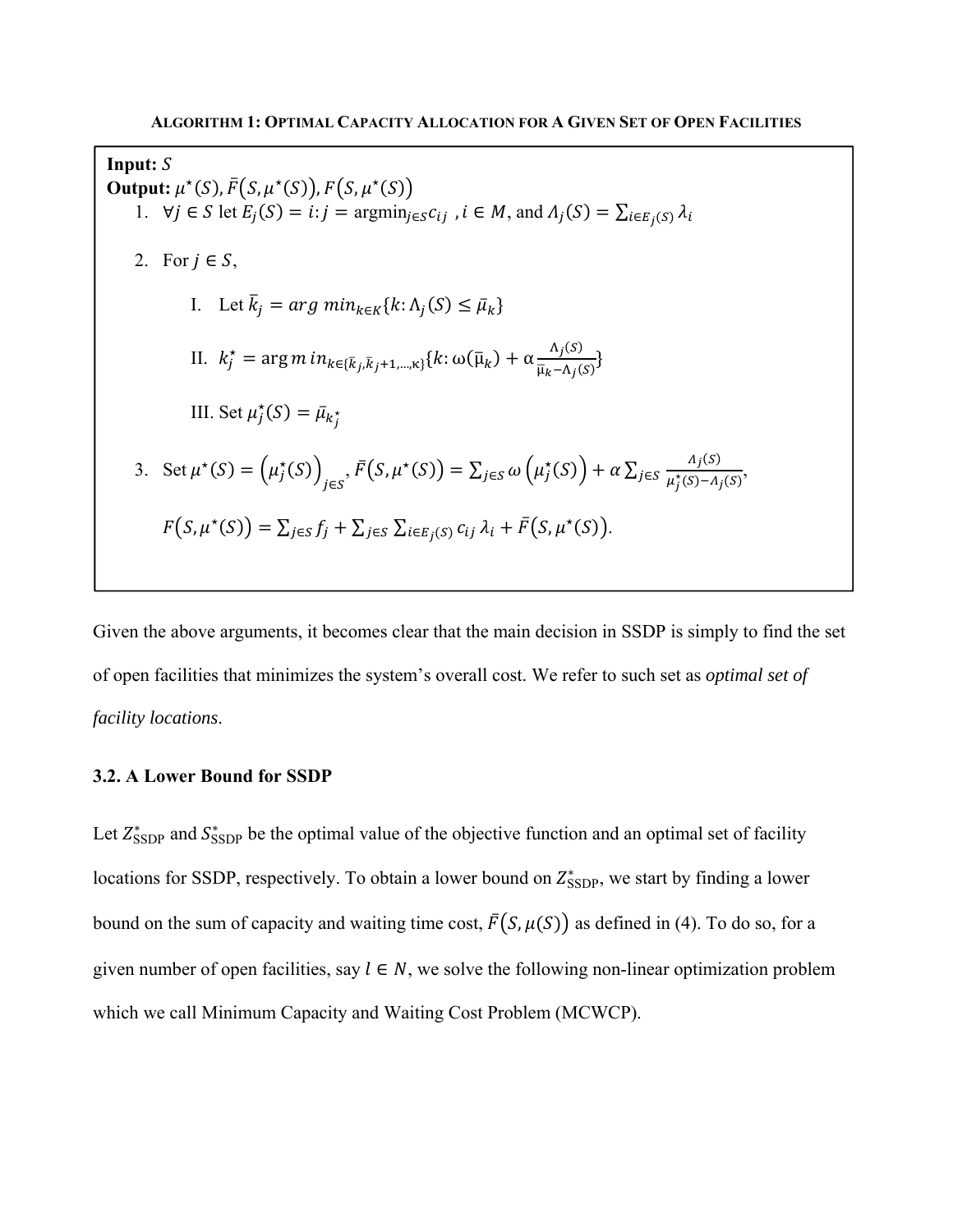**ALGORITHM 1: OPTIMAL CAPACITY ALLOCATION FOR A GIVEN SET OF OPEN FACILITIES**

**Input:** $S$

**Output:** $\mu^{\star}(S), \bar{F}(S, \mu^{\star}(S)), F(S, \mu^{\star}(S))$

1. $\forall j \in S$ let $E_j(S) = i: j = \text{argmin}_{j \in S} c_{ij}$ , $i \in M$, and $\Lambda_j(S) = \sum_{i \in E_j(S)} \lambda_i$

2. For $j \in S$,

   I. Let $\bar{k}_j = arg\ min_{k \in K}\{k: \Lambda_j(S) \leq \bar{\mu}_k\}$

   II. $k_j^{\star} = \text{arg}\ min_{k \in \{\bar{k}_j, \bar{k}_j+1, \ldots, \kappa\}}\{k: \omega(\bar{\mu}_k) + \alpha \frac{\Lambda_j(S)}{\bar{\mu}_k - \Lambda_j(S)}\}$

   III. Set $\mu_j^{\star}(S) = \bar{\mu}_{k_j^{\star}}$

3. Set $\mu^{\star}(S) = \left(\mu_j^{\star}(S)\right)_{j \in S}$, $\bar{F}(S, \mu^{\star}(S)) = \sum_{j \in S} \omega\left(\mu_j^{\star}(S)\right) + \alpha \sum_{j \in S} \frac{\Lambda_j(S)}{\mu_j^{\star}(S) - \Lambda_j(S)}$,

   $F(S, \mu^{\star}(S)) = \sum_{j \in S} f_j + \sum_{j \in S} \sum_{i \in E_j(S)} c_{ij}\, \lambda_i + \bar{F}(S, \mu^{\star}(S))$.

Given the above arguments, it becomes clear that the main decision in SSDP is simply to find the set of open facilities that minimizes the system's overall cost. We refer to such set as *optimal set of facility locations*.

### 3.2. A Lower Bound for SSDP

Let $Z_{\text{SSDP}}^{*}$ and $S_{\text{SSDP}}^{*}$ be the optimal value of the objective function and an optimal set of facility locations for SSDP, respectively. To obtain a lower bound on $Z_{\text{SSDP}}^{*}$, we start by finding a lower bound on the sum of capacity and waiting time cost, $\bar{F}(S, \mu(S))$ as defined in (4). To do so, for a given number of open facilities, say $l \in N$, we solve the following non-linear optimization problem which we call Minimum Capacity and Waiting Cost Problem (MCWCP).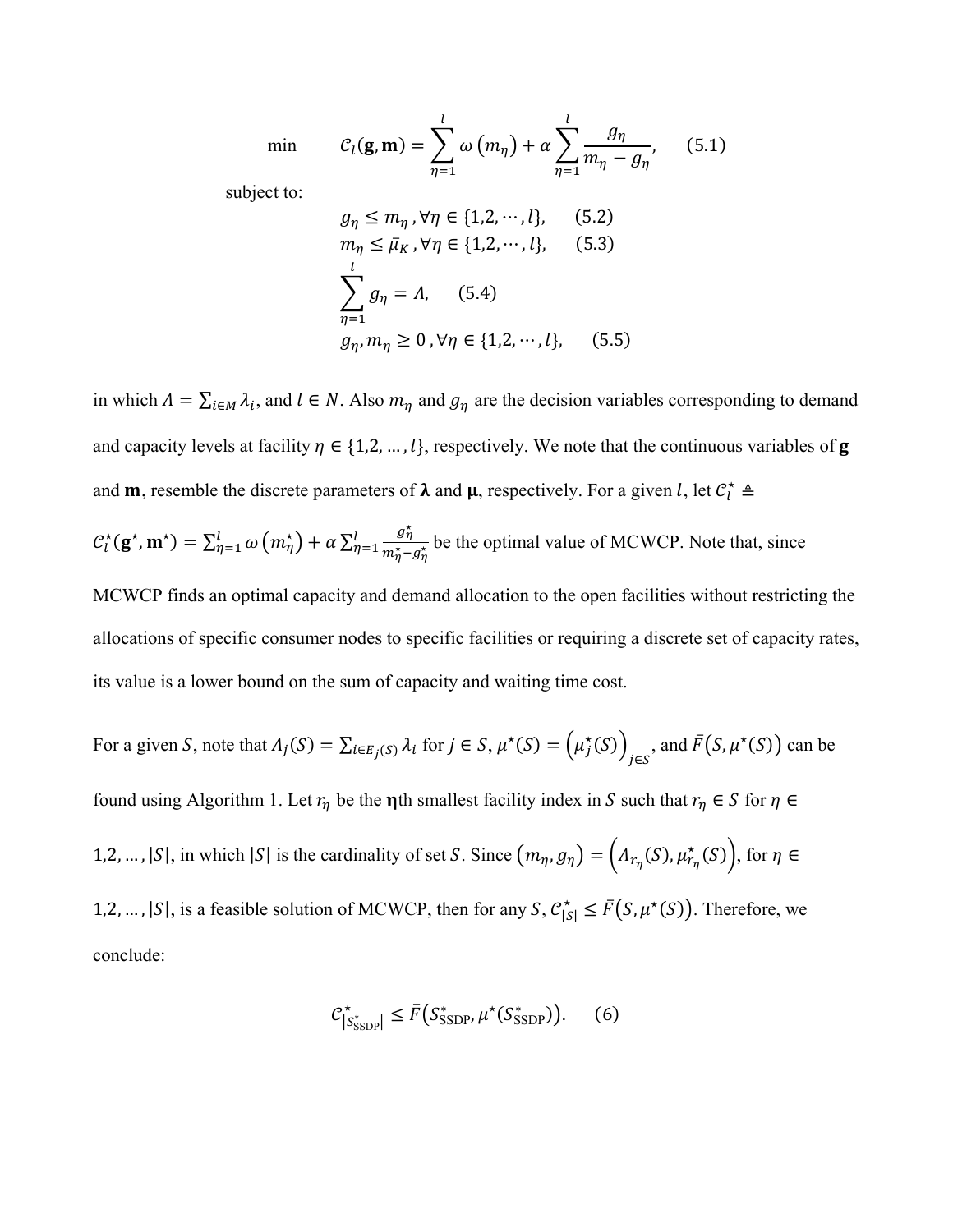$$\min \quad \mathcal{C}_l(\mathbf{g}, \mathbf{m}) = \sum_{\eta=1}^{l} \omega\left(m_\eta\right) + \alpha \sum_{\eta=1}^{l} \frac{g_\eta}{m_\eta - g_\eta}, \qquad (5.1)$$

subject to:

$$g_\eta \leq m_\eta, \forall \eta \in \{1,2,\cdots,l\}, \qquad (5.2)$$

$$m_\eta \leq \bar{\mu}_K, \forall \eta \in \{1,2,\cdots,l\}, \qquad (5.3)$$

$$\sum_{\eta=1}^{l} g_\eta = \Lambda, \qquad (5.4)$$

$$g_\eta, m_\eta \geq 0, \forall \eta \in \{1,2,\cdots,l\}, \qquad (5.5)$$

in which $\Lambda = \sum_{i \in M} \lambda_i$, and $l \in N$. Also $m_\eta$ and $g_\eta$ are the decision variables corresponding to demand and capacity levels at facility $\eta \in \{1,2,\ldots,l\}$, respectively. We note that the continuous variables of $\mathbf{g}$ and $\mathbf{m}$, resemble the discrete parameters of $\boldsymbol{\lambda}$ and $\boldsymbol{\mu}$, respectively. For a given $l$, let $\mathcal{C}_l^\star \triangleq \mathcal{C}_l^\star(\mathbf{g}^\star, \mathbf{m}^\star) = \sum_{\eta=1}^{l} \omega\left(m_\eta^\star\right) + \alpha \sum_{\eta=1}^{l} \frac{g_\eta^\star}{m_\eta^\star - g_\eta^\star}$ be the optimal value of MCWCP. Note that, since MCWCP finds an optimal capacity and demand allocation to the open facilities without restricting the allocations of specific consumer nodes to specific facilities or requiring a discrete set of capacity rates, its value is a lower bound on the sum of capacity and waiting time cost.

For a given $S$, note that $\Lambda_j(S) = \sum_{i \in E_j(S)} \lambda_i$ for $j \in S$, $\mu^\star(S) = \left(\mu_j^\star(S)\right)_{j \in S}$, and $\bar{F}\left(S, \mu^\star(S)\right)$ can be found using Algorithm 1. Let $r_\eta$ be the $\boldsymbol{\eta}$th smallest facility index in $S$ such that $r_\eta \in S$ for $\eta \in 1,2,\ldots,|S|$, in which $|S|$ is the cardinality of set $S$. Since $\left(m_\eta, g_\eta\right) = \left(\Lambda_{r_\eta}(S), \mu_{r_\eta}^\star(S)\right)$, for $\eta \in 1,2,\ldots,|S|$, is a feasible solution of MCWCP, then for any $S$, $\mathcal{C}_{|S|}^\star \leq \bar{F}\left(S, \mu^\star(S)\right)$. Therefore, we conclude:

$$\mathcal{C}_{|S_{\text{SSDP}}^*|}^\star \leq \bar{F}\left(S_{\text{SSDP}}^*, \mu^\star(S_{\text{SSDP}}^*)\right). \qquad (6)$$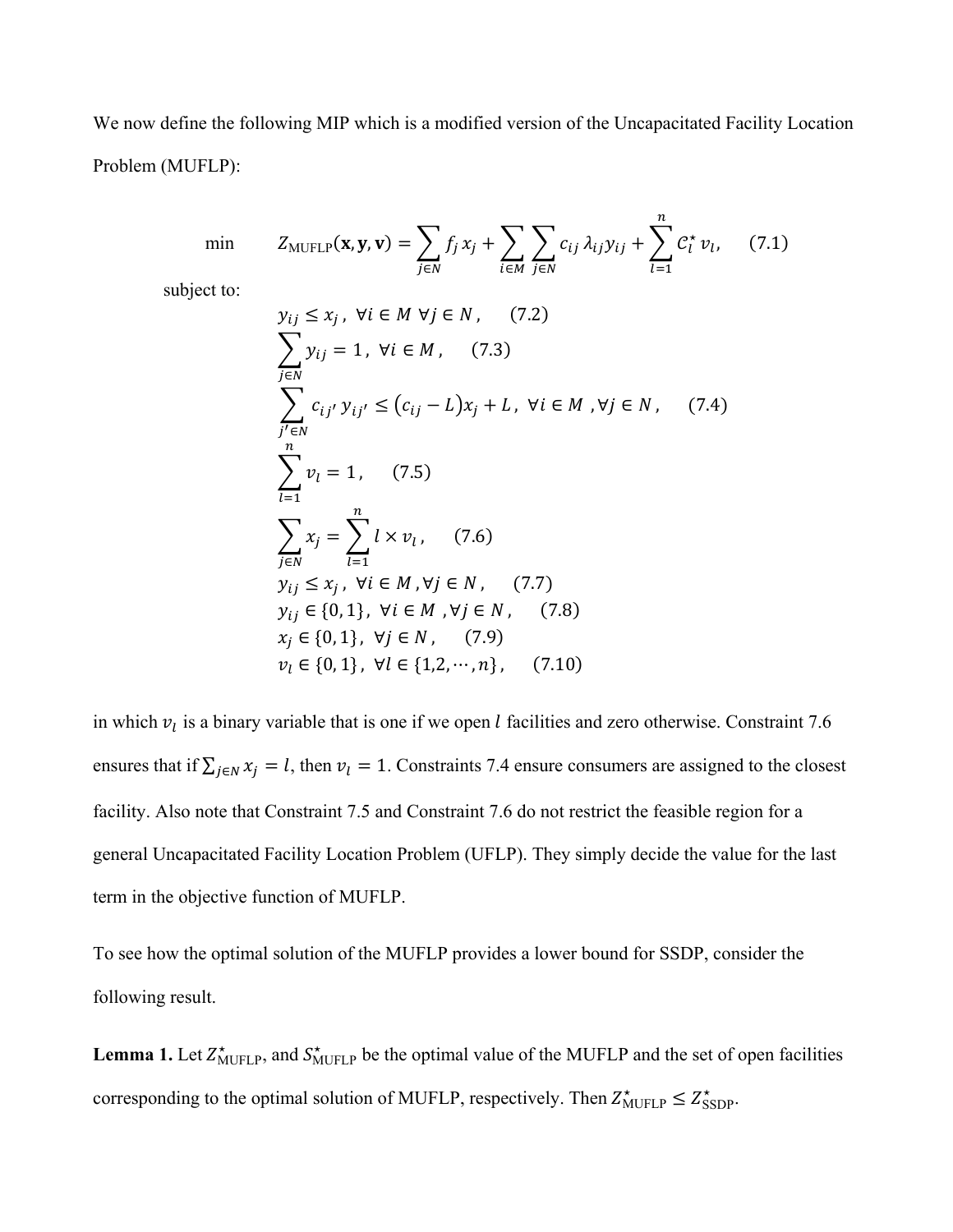We now define the following MIP which is a modified version of the Uncapacitated Facility Location Problem (MUFLP):

$$\min \quad Z_{\text{MUFLP}}(\mathbf{x}, \mathbf{y}, \mathbf{v}) = \sum_{j \in N} f_j x_j + \sum_{i \in M} \sum_{j \in N} c_{ij} \lambda_{ij} y_{ij} + \sum_{l=1}^{n} \mathcal{C}_l^{\star} v_l, \quad (7.1)$$

subject to:

$$y_{ij} \leq x_j \,, \ \forall i \in M \ \forall j \in N \,, \quad (7.2)$$

$$\sum_{j \in N} y_{ij} = 1 \,, \ \forall i \in M \,, \quad (7.3)$$

$$\sum_{j' \in N} c_{ij'} y_{ij'} \leq (c_{ij} - L) x_j + L \,, \ \forall i \in M \,, \forall j \in N \,, \quad (7.4)$$

$$\sum_{l=1}^{n} v_l = 1 \,, \quad (7.5)$$

$$\sum_{j \in N} x_j = \sum_{l=1}^{n} l \times v_l \,, \quad (7.6)$$

$$y_{ij} \leq x_j \,, \ \forall i \in M \,, \forall j \in N \,, \quad (7.7)$$

$$y_{ij} \in \{0, 1\}, \ \forall i \in M \,, \forall j \in N \,, \quad (7.8)$$

$$x_j \in \{0, 1\}, \ \forall j \in N \,, \quad (7.9)$$

$$v_l \in \{0, 1\}, \ \forall l \in \{1, 2, \cdots, n\} \,, \quad (7.10)$$

in which $v_l$ is a binary variable that is one if we open $l$ facilities and zero otherwise. Constraint 7.6 ensures that if $\sum_{j \in N} x_j = l$, then $v_l = 1$. Constraints 7.4 ensure consumers are assigned to the closest facility. Also note that Constraint 7.5 and Constraint 7.6 do not restrict the feasible region for a general Uncapacitated Facility Location Problem (UFLP). They simply decide the value for the last term in the objective function of MUFLP.

To see how the optimal solution of the MUFLP provides a lower bound for SSDP, consider the following result.

**Lemma 1.** Let $Z_{\text{MUFLP}}^{\star}$, and $S_{\text{MUFLP}}^{\star}$ be the optimal value of the MUFLP and the set of open facilities corresponding to the optimal solution of MUFLP, respectively. Then $Z_{\text{MUFLP}}^{\star} \leq Z_{\text{SSDP}}^{\star}$.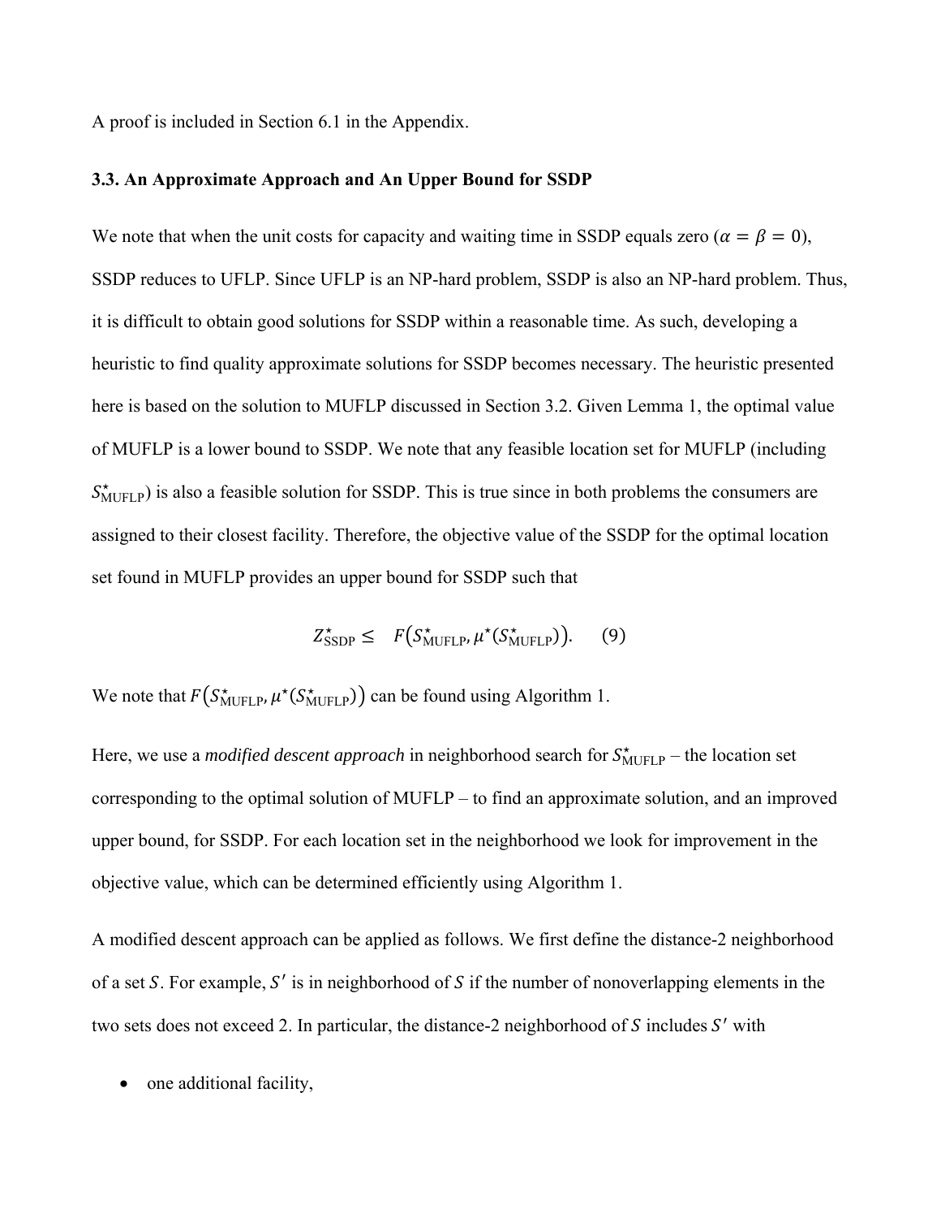A proof is included in Section 6.1 in the Appendix.

### 3.3. An Approximate Approach and An Upper Bound for SSDP

We note that when the unit costs for capacity and waiting time in SSDP equals zero ($\alpha = \beta = 0$), SSDP reduces to UFLP. Since UFLP is an NP-hard problem, SSDP is also an NP-hard problem. Thus, it is difficult to obtain good solutions for SSDP within a reasonable time. As such, developing a heuristic to find quality approximate solutions for SSDP becomes necessary. The heuristic presented here is based on the solution to MUFLP discussed in Section 3.2. Given Lemma 1, the optimal value of MUFLP is a lower bound to SSDP. We note that any feasible location set for MUFLP (including $S^{\star}_{\text{MUFLP}}$) is also a feasible solution for SSDP. This is true since in both problems the consumers are assigned to their closest facility. Therefore, the objective value of the SSDP for the optimal location set found in MUFLP provides an upper bound for SSDP such that

$$Z^{\star}_{\text{SSDP}} \leq \quad F\left(S^{\star}_{\text{MUFLP}}, \mu^{\star}(S^{\star}_{\text{MUFLP}})\right). \qquad (9)$$

We note that $F\left(S^{\star}_{\text{MUFLP}}, \mu^{\star}(S^{\star}_{\text{MUFLP}})\right)$ can be found using Algorithm 1.

Here, we use a *modified descent approach* in neighborhood search for $S^{\star}_{\text{MUFLP}}$ – the location set corresponding to the optimal solution of MUFLP – to find an approximate solution, and an improved upper bound, for SSDP. For each location set in the neighborhood we look for improvement in the objective value, which can be determined efficiently using Algorithm 1.

A modified descent approach can be applied as follows. We first define the distance-2 neighborhood of a set $S$. For example, $S'$ is in neighborhood of $S$ if the number of nonoverlapping elements in the two sets does not exceed 2. In particular, the distance-2 neighborhood of $S$ includes $S'$ with

- one additional facility,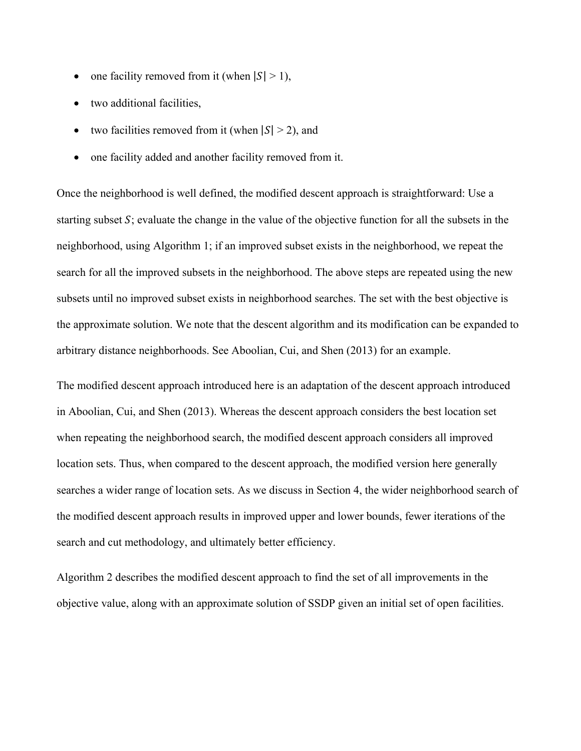- one facility removed from it (when $|S| > 1$),
- two additional facilities,
- two facilities removed from it (when $|S| > 2$), and
- one facility added and another facility removed from it.

Once the neighborhood is well defined, the modified descent approach is straightforward: Use a starting subset $S$; evaluate the change in the value of the objective function for all the subsets in the neighborhood, using Algorithm 1; if an improved subset exists in the neighborhood, we repeat the search for all the improved subsets in the neighborhood. The above steps are repeated using the new subsets until no improved subset exists in neighborhood searches. The set with the best objective is the approximate solution. We note that the descent algorithm and its modification can be expanded to arbitrary distance neighborhoods. See Aboolian, Cui, and Shen (2013) for an example.

The modified descent approach introduced here is an adaptation of the descent approach introduced in Aboolian, Cui, and Shen (2013). Whereas the descent approach considers the best location set when repeating the neighborhood search, the modified descent approach considers all improved location sets. Thus, when compared to the descent approach, the modified version here generally searches a wider range of location sets. As we discuss in Section 4, the wider neighborhood search of the modified descent approach results in improved upper and lower bounds, fewer iterations of the search and cut methodology, and ultimately better efficiency.

Algorithm 2 describes the modified descent approach to find the set of all improvements in the objective value, along with an approximate solution of SSDP given an initial set of open facilities.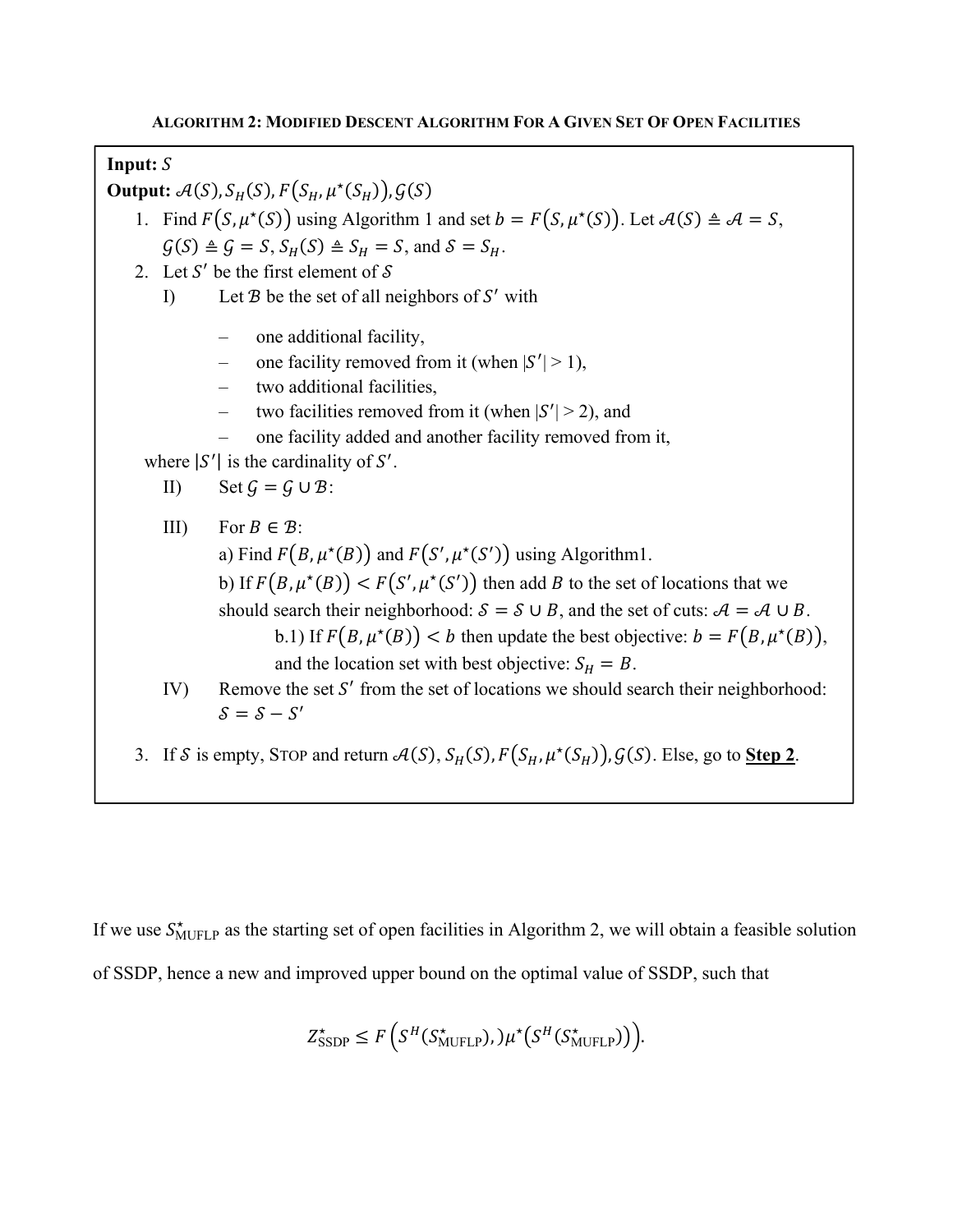**ALGORITHM 2: MODIFIED DESCENT ALGORITHM FOR A GIVEN SET OF OPEN FACILITIES**

**Input:** $S$

**Output:** $\mathcal{A}(S), S_H(S), F\big(S_H, \mu^\star(S_H)\big), \mathcal{G}(S)$

1. Find $F\big(S, \mu^\star(S)\big)$ using Algorithm 1 and set $b = F\big(S, \mu^\star(S)\big)$. Let $\mathcal{A}(S) \triangleq \mathcal{A} = S$, $\mathcal{G}(S) \triangleq \mathcal{G} = S$, $S_H(S) \triangleq S_H = S$, and $\mathcal{S} = S_H$.
2. Let $S'$ be the first element of $\mathcal{S}$
   - I) Let $\mathcal{B}$ be the set of all neighbors of $S'$ with
     - one additional facility,
     - one facility removed from it (when $|S'| > 1$),
     - two additional facilities,
     - two facilities removed from it (when $|S'| > 2$), and
     - one facility added and another facility removed from it,

     where $|S'|$ is the cardinality of $S'$.
   - II) Set $\mathcal{G} = \mathcal{G} \cup \mathcal{B}$:
   - III) For $B \in \mathcal{B}$:
     - a) Find $F\big(B, \mu^\star(B)\big)$ and $F\big(S', \mu^\star(S')\big)$ using Algorithm1.
     - b) If $F\big(B, \mu^\star(B)\big) < F\big(S', \mu^\star(S')\big)$ then add $B$ to the set of locations that we should search their neighborhood: $\mathcal{S} = \mathcal{S} \cup B$, and the set of cuts: $\mathcal{A} = \mathcal{A} \cup B$.
       - b.1) If $F\big(B, \mu^\star(B)\big) < b$ then update the best objective: $b = F\big(B, \mu^\star(B)\big)$, and the location set with best objective: $S_H = B$.
   - IV) Remove the set $S'$ from the set of locations we should search their neighborhood: $\mathcal{S} = \mathcal{S} - S'$
3. If $\mathcal{S}$ is empty, STOP and return $\mathcal{A}(S), S_H(S), F\big(S_H, \mu^\star(S_H)\big), \mathcal{G}(S)$. Else, go to **Step 2**.

If we use $S^\star_{\text{MUFLP}}$ as the starting set of open facilities in Algorithm 2, we will obtain a feasible solution of SSDP, hence a new and improved upper bound on the optimal value of SSDP, such that

$$Z^\star_{\text{SSDP}} \leq F\left(S^H(S^\star_{\text{MUFLP}}),)\mu^\star\big(S^H(S^\star_{\text{MUFLP}})\big)\right).$$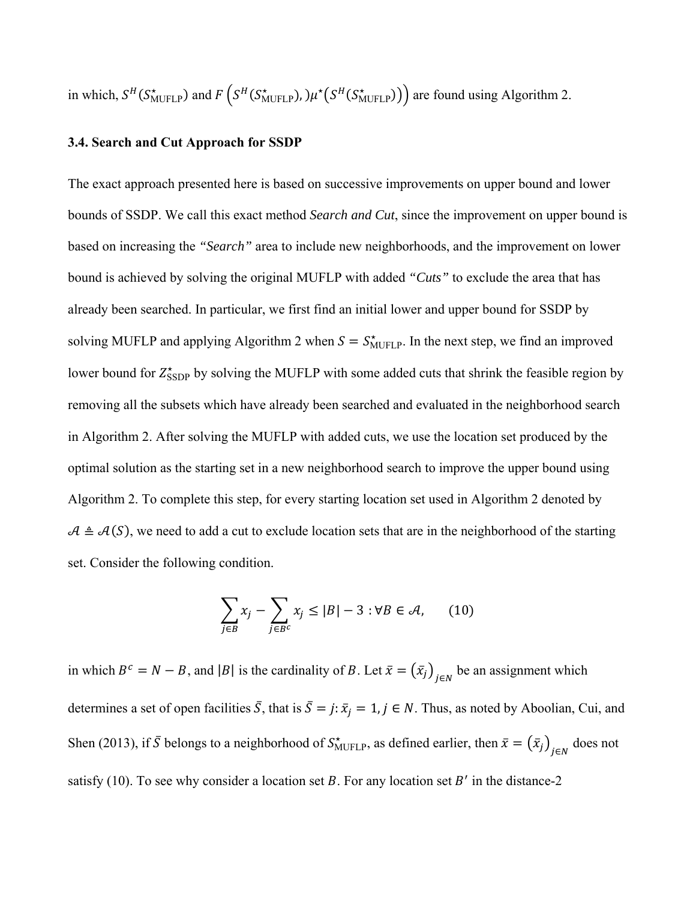in which, $S^H(S^\star_{\text{MUFLP}})$ and $F\left(S^H(S^\star_{\text{MUFLP}}),)\mu^\star(S^H(S^\star_{\text{MUFLP}}))\right)$ are found using Algorithm 2.

### 3.4. Search and Cut Approach for SSDP

The exact approach presented here is based on successive improvements on upper bound and lower bounds of SSDP. We call this exact method *Search and Cut*, since the improvement on upper bound is based on increasing the *"Search"* area to include new neighborhoods, and the improvement on lower bound is achieved by solving the original MUFLP with added *"Cuts"* to exclude the area that has already been searched. In particular, we first find an initial lower and upper bound for SSDP by solving MUFLP and applying Algorithm 2 when $S = S^\star_{\text{MUFLP}}$. In the next step, we find an improved lower bound for $Z^\star_{\text{SSDP}}$ by solving the MUFLP with some added cuts that shrink the feasible region by removing all the subsets which have already been searched and evaluated in the neighborhood search in Algorithm 2. After solving the MUFLP with added cuts, we use the location set produced by the optimal solution as the starting set in a new neighborhood search to improve the upper bound using Algorithm 2. To complete this step, for every starting location set used in Algorithm 2 denoted by $\mathcal{A} \triangleq \mathcal{A}(S)$, we need to add a cut to exclude location sets that are in the neighborhood of the starting set. Consider the following condition.

$$\sum_{j \in B} x_j - \sum_{j \in B^c} x_j \leq |B| - 3 : \forall B \in \mathcal{A}, \qquad (10)$$

in which $B^c = N - B$, and $|B|$ is the cardinality of $B$. Let $\bar{x} = (\bar{x}_j)_{j \in N}$ be an assignment which determines a set of open facilities $\bar{S}$, that is $\bar{S} = j : \bar{x}_j = 1, j \in N$. Thus, as noted by Aboolian, Cui, and Shen (2013), if $\bar{S}$ belongs to a neighborhood of $S^\star_{\text{MUFLP}}$, as defined earlier, then $\bar{x} = (\bar{x}_j)_{j \in N}$ does not satisfy (10). To see why consider a location set $B$. For any location set $B'$ in the distance-2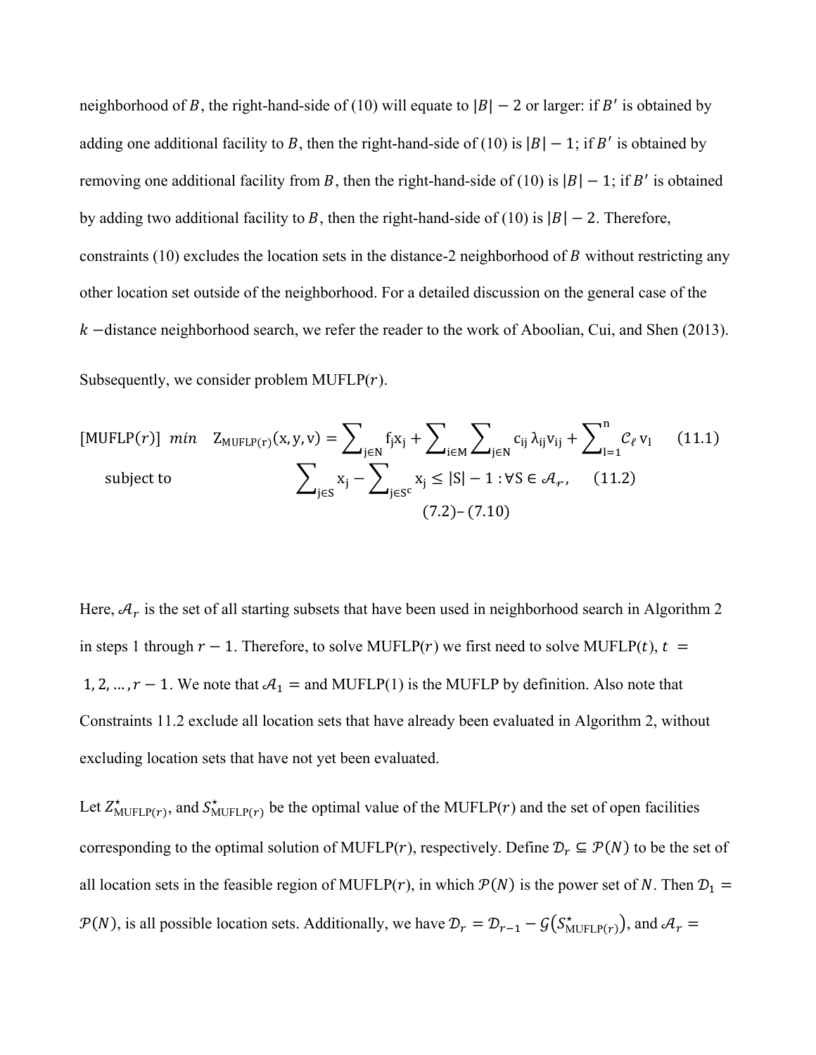neighborhood of $B$, the right-hand-side of (10) will equate to $|B| - 2$ or larger: if $B'$ is obtained by adding one additional facility to $B$, then the right-hand-side of (10) is $|B| - 1$; if $B'$ is obtained by removing one additional facility from $B$, then the right-hand-side of (10) is $|B| - 1$; if $B'$ is obtained by adding two additional facility to $B$, then the right-hand-side of (10) is $|B| - 2$. Therefore, constraints (10) excludes the location sets in the distance-2 neighborhood of $B$ without restricting any other location set outside of the neighborhood. For a detailed discussion on the general case of the $k$ −distance neighborhood search, we refer the reader to the work of Aboolian, Cui, and Shen (2013).

Subsequently, we consider problem MUFLP($r$).

$$[\text{MUFLP}(r)] \quad min \quad Z_{\text{MUFLP}(r)}(x, y, v) = \sum_{j \in N} f_j x_j + \sum_{i \in M} \sum_{j \in N} c_{ij} \lambda_{ij} v_{ij} + \sum_{l=1}^{n} \mathcal{C}_\ell v_l \qquad (11.1)$$

$$\text{subject to} \qquad \sum_{j \in S} x_j - \sum_{j \in S^c} x_j \leq |S| - 1 : \forall S \in \mathcal{A}_r, \qquad (11.2)$$

$$(7.2)\text{–}(7.10)$$

Here, $\mathcal{A}_r$ is the set of all starting subsets that have been used in neighborhood search in Algorithm 2 in steps 1 through $r - 1$. Therefore, to solve MUFLP($r$) we first need to solve MUFLP($t$), $t = 1, 2, \dots, r - 1$. We note that $\mathcal{A}_1 =$ and MUFLP(1) is the MUFLP by definition. Also note that Constraints 11.2 exclude all location sets that have already been evaluated in Algorithm 2, without excluding location sets that have not yet been evaluated.

Let $Z^\star_{\text{MUFLP}(r)}$, and $S^\star_{\text{MUFLP}(r)}$ be the optimal value of the MUFLP($r$) and the set of open facilities corresponding to the optimal solution of MUFLP($r$), respectively. Define $\mathcal{D}_r \subseteq \mathcal{P}(N)$ to be the set of all location sets in the feasible region of MUFLP($r$), in which $\mathcal{P}(N)$ is the power set of $N$. Then $\mathcal{D}_1 = \mathcal{P}(N)$, is all possible location sets. Additionally, we have $\mathcal{D}_r = \mathcal{D}_{r-1} - \mathcal{G}(S^\star_{\text{MUFLP}(r)})$, and $\mathcal{A}_r =$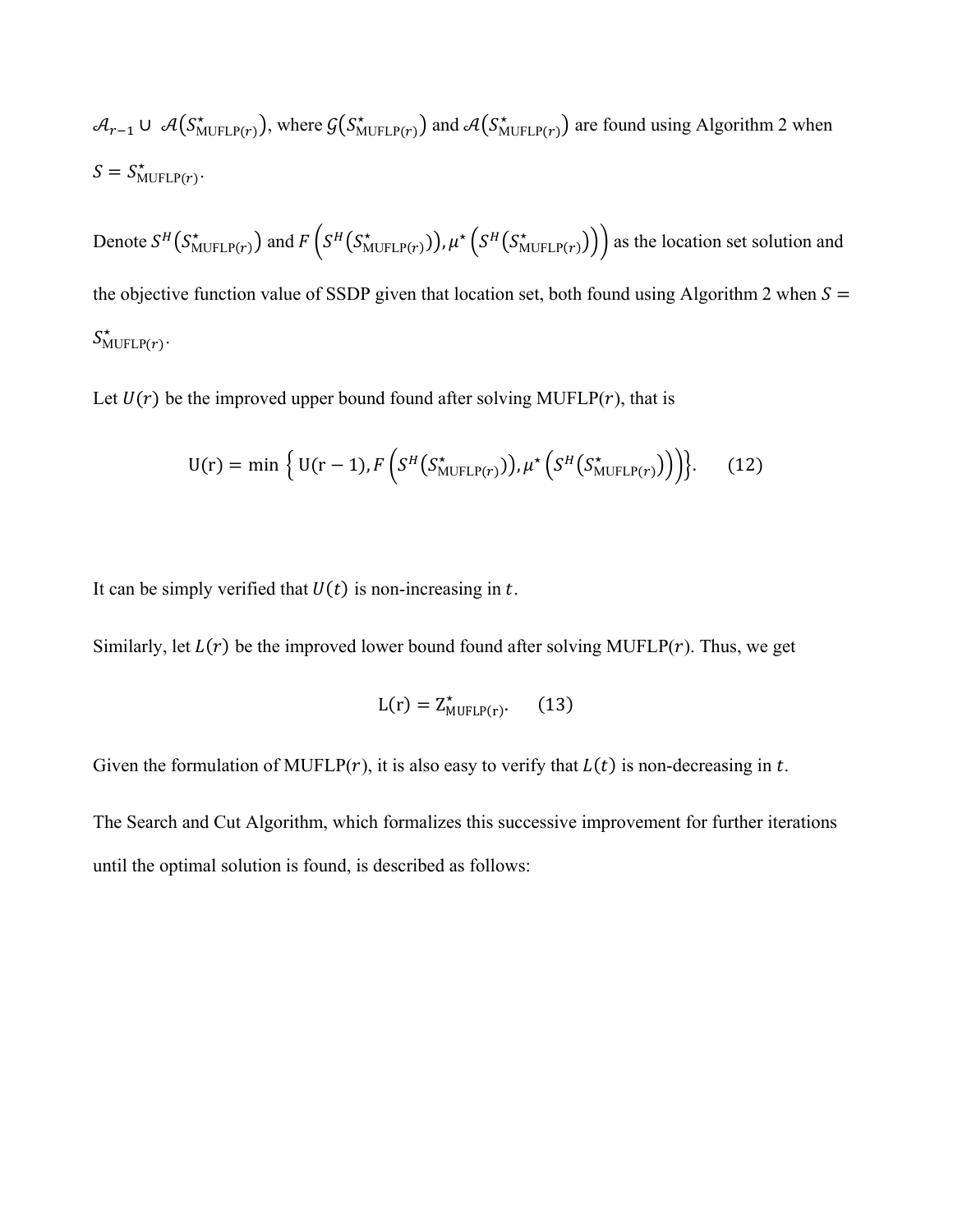$\mathcal{A}_{r-1} \cup \mathcal{A}(S^{\star}_{\mathrm{MUFLP}(r)})$, where $\mathcal{G}(S^{\star}_{\mathrm{MUFLP}(r)})$ and $\mathcal{A}(S^{\star}_{\mathrm{MUFLP}(r)})$ are found using Algorithm 2 when $S = S^{\star}_{\mathrm{MUFLP}(r)}$.

Denote $S^H(S^{\star}_{\mathrm{MUFLP}(r)})$ and $F\left(S^H(S^{\star}_{\mathrm{MUFLP}(r)}), \mu^{\star}\left(S^H(S^{\star}_{\mathrm{MUFLP}(r)})\right)\right)$ as the location set solution and the objective function value of SSDP given that location set, both found using Algorithm 2 when $S = S^{\star}_{\mathrm{MUFLP}(r)}$.

Let $U(r)$ be the improved upper bound found after solving MUFLP($r$), that is

$$\mathrm{U(r)} = \min\left\{ \mathrm{U(r-1)}, F\left(S^H(S^{\star}_{\mathrm{MUFLP}(r)}), \mu^{\star}\left(S^H(S^{\star}_{\mathrm{MUFLP}(r)})\right)\right)\right\}. \qquad (12)$$

It can be simply verified that $U(t)$ is non-increasing in $t$.

Similarly, let $L(r)$ be the improved lower bound found after solving MUFLP($r$). Thus, we get

$$\mathrm{L(r)} = \mathrm{Z}^{\star}_{\mathrm{MUFLP(r)}}. \qquad (13)$$

Given the formulation of MUFLP($r$), it is also easy to verify that $L(t)$ is non-decreasing in $t$.

The Search and Cut Algorithm, which formalizes this successive improvement for further iterations until the optimal solution is found, is described as follows: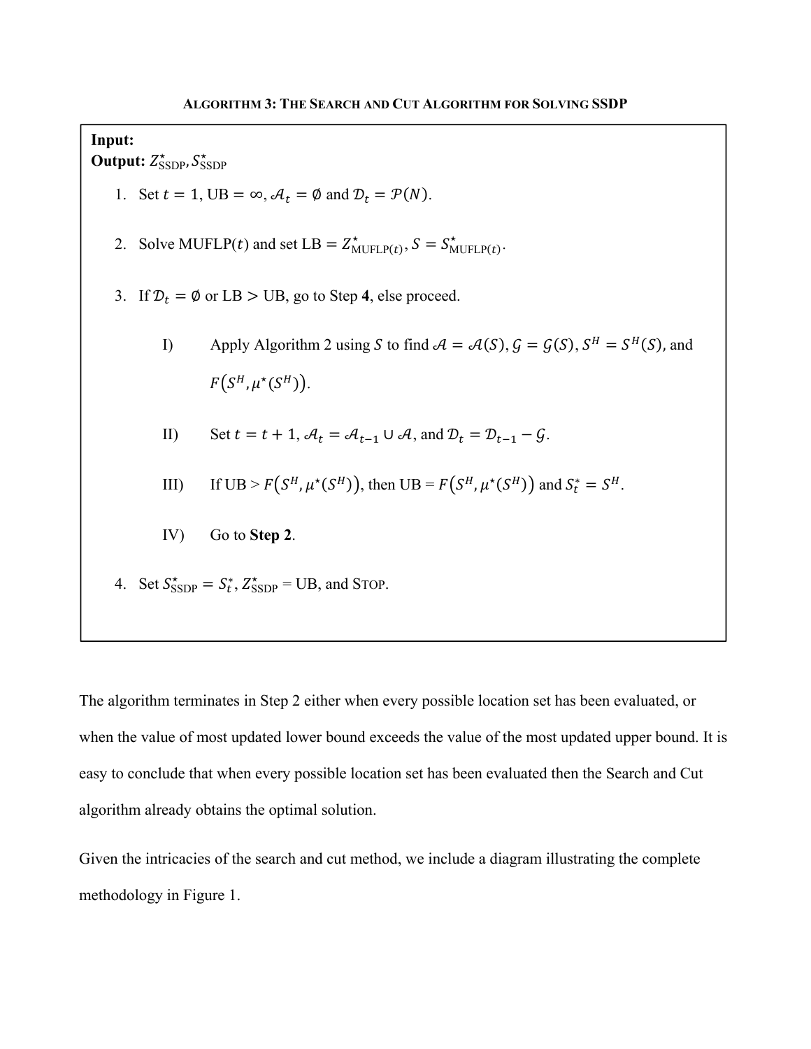**ALGORITHM 3: THE SEARCH AND CUT ALGORITHM FOR SOLVING SSDP**

**Input:**
**Output:** $Z^{\star}_{\text{SSDP}}, S^{\star}_{\text{SSDP}}$

1. Set $t = 1$, UB $= \infty$, $\mathcal{A}_t = \emptyset$ and $\mathcal{D}_t = \mathcal{P}(N)$.

2. Solve MUFLP($t$) and set LB $= Z^{\star}_{\text{MUFLP}(t)}$, $S = S^{\star}_{\text{MUFLP}(t)}$.

3. If $\mathcal{D}_t = \emptyset$ or LB $>$ UB, go to Step **4**, else proceed.

   I) Apply Algorithm 2 using $S$ to find $\mathcal{A} = \mathcal{A}(S)$, $\mathcal{G} = \mathcal{G}(S)$, $S^H = S^H(S)$, and $F(S^H, \mu^{\star}(S^H))$.

   II) Set $t = t + 1$, $\mathcal{A}_t = \mathcal{A}_{t-1} \cup \mathcal{A}$, and $\mathcal{D}_t = \mathcal{D}_{t-1} - \mathcal{G}$.

   III) If UB > $F(S^H, \mu^{\star}(S^H))$, then UB = $F(S^H, \mu^{\star}(S^H))$ and $S^*_t = S^H$.

   IV) Go to **Step 2**.

4. Set $S^{\star}_{\text{SSDP}} = S^*_t$, $Z^{\star}_{\text{SSDP}}$ = UB, and STOP.

The algorithm terminates in Step 2 either when every possible location set has been evaluated, or when the value of most updated lower bound exceeds the value of the most updated upper bound. It is easy to conclude that when every possible location set has been evaluated then the Search and Cut algorithm already obtains the optimal solution.

Given the intricacies of the search and cut method, we include a diagram illustrating the complete methodology in Figure 1.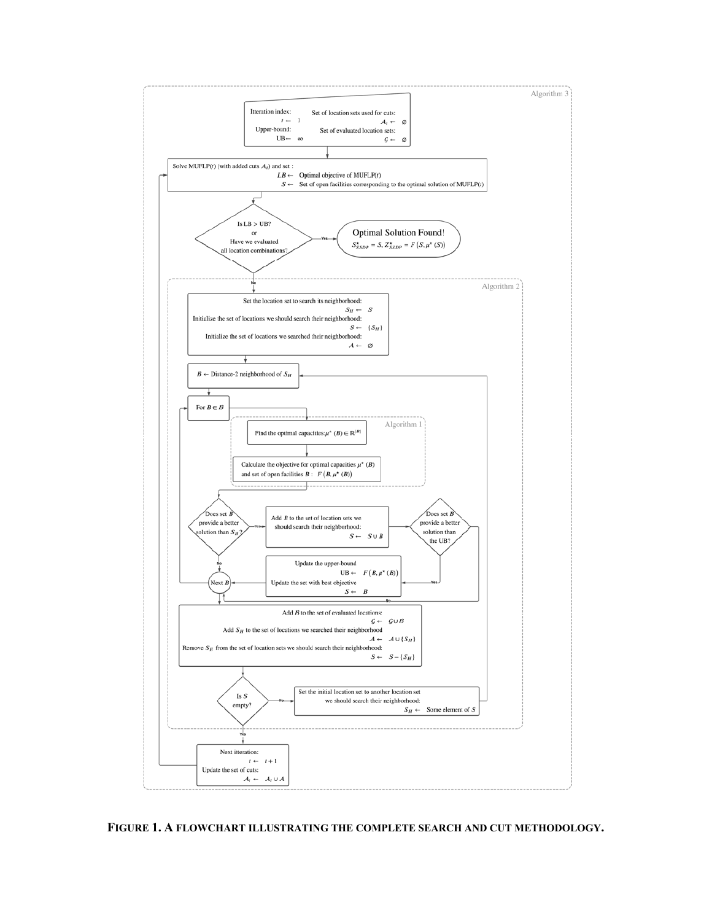Algorithm 3

Itteration index: $t \leftarrow 1$

Upper-bound: $\text{UB} \leftarrow \infty$

Set of location sets used for cuts: $\mathcal{A}_t \leftarrow \emptyset$

Set of evaluated location sets: $\mathcal{G} \leftarrow \emptyset$

Solve MUFLP($t$) (with added cuts $\mathcal{A}_t$) and set :

$LB \leftarrow$ Optimal objective of MUFLP($t$)

$S \leftarrow$ Set of open facilities corresponding to the optimal solution of MUFLP($t$)

Is LB > UB? or Have we evaluated all location combinations?

Yes → Optimal Solution Found! $S^{\star}_{SSDP} = S, Z^{\star}_{SSDP} = F(S, \mu^{\star}(S))$

No →

Algorithm 2

Set the location set to search its neighborhood: $S_H \leftarrow S$

Initialize the set of locations we should search their neighborhood: $\mathcal{S} \leftarrow \{S_H\}$

Initialize the set of locations we searched their neighborhood: $\mathcal{A} \leftarrow \emptyset$

$\mathcal{B} \leftarrow$ Distance-2 neighborhood of $S_H$

For $B \in \mathcal{B}$

Algorithm 1

Find the optimal capacities: $\mu^{\star}(B) \in \mathbb{R}^{|B|}$

Calculate the objective for optimal capacities $\mu^{\star}(B)$ and set of open facilities $B$ : $F(B, \mu^{\star}(B))$

Does set $B$ provide a better solution than $S_H$?

Yes → Add $B$ to the set of location sets we should search their neighborhood: $\mathcal{S} \leftarrow \mathcal{S} \cup B$

Does set $B$ provide a better solution than the UB?

Yes → Update the upper-bound $\text{UB} \leftarrow F(B, \mu^{\star}(B))$; Update the set with best objective $S \leftarrow B$

No → Next $B$

Add $\mathcal{B}$ to the set of evaluated locations: $\mathcal{G} \leftarrow \mathcal{G} \cup \mathcal{B}$

Add $S_H$ to the set of locations we searched their neighborhood $\mathcal{A} \leftarrow \mathcal{A} \cup \{S_H\}$

Remove $S_H$ from the set of location sets we should search their neighborhood: $\mathcal{S} \leftarrow \mathcal{S} - \{S_H\}$

Is $\mathcal{S}$ empty?

No → Set the initial location set to another location set we should search their neighborhood: $S_H \leftarrow$ Some element of $\mathcal{S}$

Yes → Next iteration: $t \leftarrow t + 1$; Update the set of cuts: $\mathcal{A}_t \leftarrow \mathcal{A}_t \cup \mathcal{A}$

**FIGURE 1. A FLOWCHART ILLUSTRATING THE COMPLETE SEARCH AND CUT METHODOLOGY.**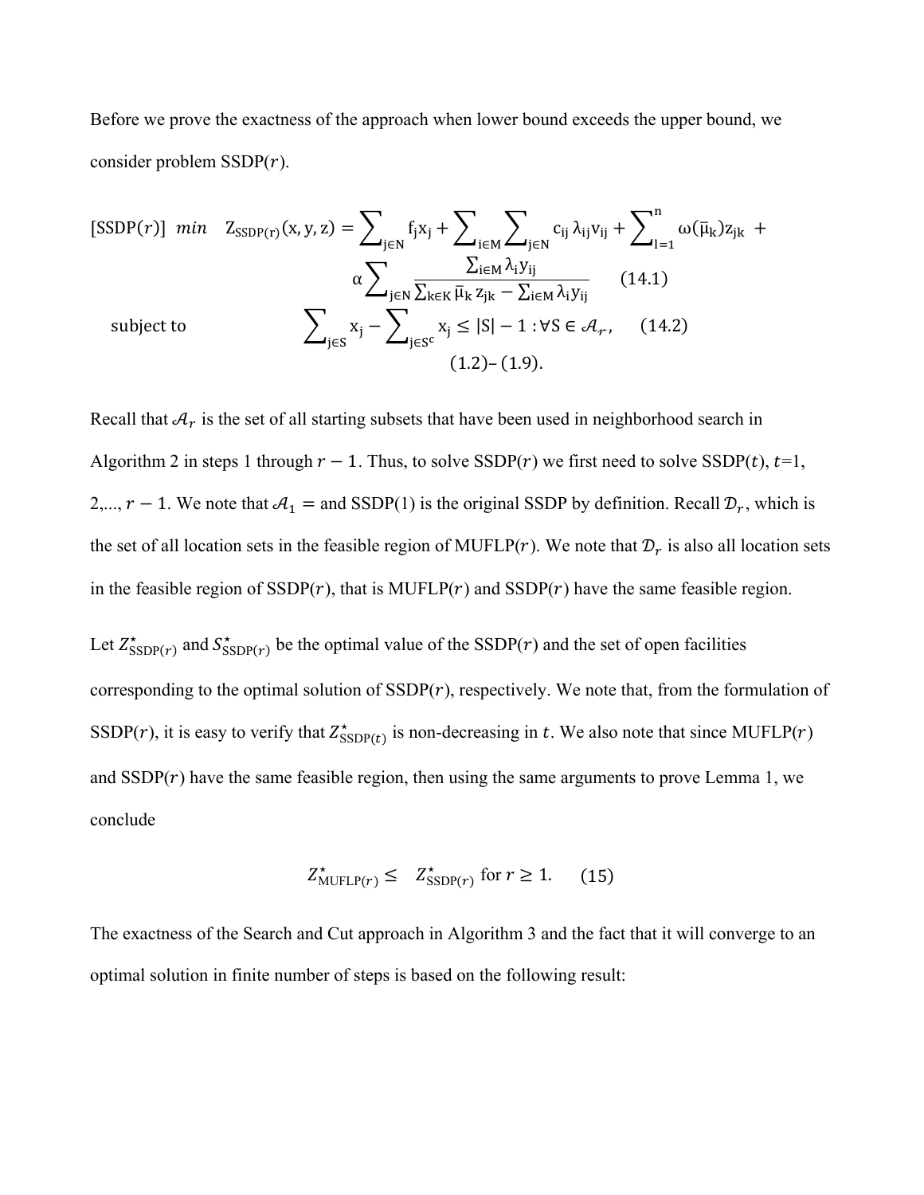Before we prove the exactness of the approach when lower bound exceeds the upper bound, we consider problem SSDP($r$).

$$[\text{SSDP}(r)] \quad min \quad Z_{\text{SSDP}(r)}(x, y, z) = \sum_{j \in N} f_j x_j + \sum_{i \in M} \sum_{j \in N} c_{ij} \lambda_{ij} v_{ij} + \sum_{l=1}^{n} \omega(\bar{\mu}_k) z_{jk} + \alpha \sum_{j \in N} \frac{\sum_{i \in M} \lambda_i y_{ij}}{\sum_{k \in K} \bar{\mu}_k z_{jk} - \sum_{i \in M} \lambda_i y_{ij}} \qquad (14.1)$$

subject to

$$\sum_{j \in S} x_j - \sum_{j \in S^c} x_j \leq |S| - 1 : \forall S \in \mathcal{A}_r, \qquad (14.2)$$

$$(1.2) – (1.9).$$

Recall that $\mathcal{A}_r$ is the set of all starting subsets that have been used in neighborhood search in Algorithm 2 in steps 1 through $r - 1$. Thus, to solve SSDP($r$) we first need to solve SSDP($t$), $t$=1, 2,..., $r - 1$. We note that $\mathcal{A}_1 =$ and SSDP(1) is the original SSDP by definition. Recall $\mathcal{D}_r$, which is the set of all location sets in the feasible region of MUFLP($r$). We note that $\mathcal{D}_r$ is also all location sets in the feasible region of SSDP($r$), that is MUFLP($r$) and SSDP($r$) have the same feasible region.

Let $Z^{\star}_{\text{SSDP}(r)}$ and $S^{\star}_{\text{SSDP}(r)}$ be the optimal value of the SSDP($r$) and the set of open facilities corresponding to the optimal solution of SSDP($r$), respectively. We note that, from the formulation of SSDP($r$), it is easy to verify that $Z^{\star}_{\text{SSDP}(t)}$ is non-decreasing in $t$. We also note that since MUFLP($r$) and SSDP($r$) have the same feasible region, then using the same arguments to prove Lemma 1, we conclude

$$Z^{\star}_{\text{MUFLP}(r)} \leq \quad Z^{\star}_{\text{SSDP}(r)} \text{ for } r \geq 1. \qquad (15)$$

The exactness of the Search and Cut approach in Algorithm 3 and the fact that it will converge to an optimal solution in finite number of steps is based on the following result: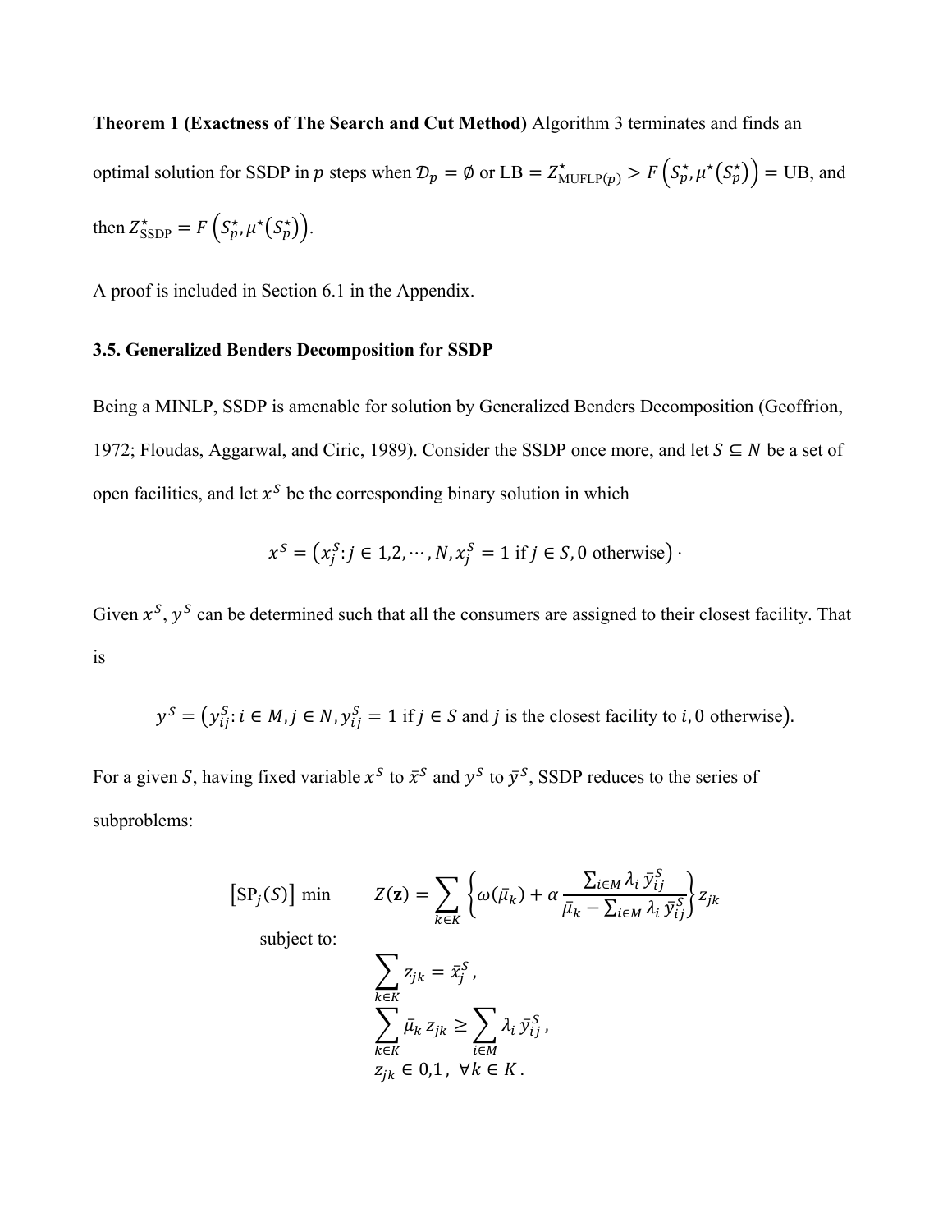**Theorem 1 (Exactness of The Search and Cut Method)** Algorithm 3 terminates and finds an optimal solution for SSDP in $p$ steps when $\mathcal{D}_p = \emptyset$ or $\text{LB} = Z^{\star}_{\text{MUFLP}(p)} > F\left(S^{\star}_p, \mu^{\star}\left(S^{\star}_p\right)\right) = \text{UB}$, and then $Z^{\star}_{\text{SSDP}} = F\left(S^{\star}_p, \mu^{\star}\left(S^{\star}_p\right)\right)$.

A proof is included in Section 6.1 in the Appendix.

### 3.5. Generalized Benders Decomposition for SSDP

Being a MINLP, SSDP is amenable for solution by Generalized Benders Decomposition (Geoffrion, 1972; Floudas, Aggarwal, and Ciric, 1989). Consider the SSDP once more, and let $S \subseteq N$ be a set of open facilities, and let $x^S$ be the corresponding binary solution in which

$$x^S = \left(x_j^S : j \in 1,2,\cdots,N, x_j^S = 1 \text{ if } j \in S, 0 \text{ otherwise}\right) \cdot$$

Given $x^S$, $y^S$ can be determined such that all the consumers are assigned to their closest facility. That is

$$y^S = \left(y_{ij}^S : i \in M, j \in N, y_{ij}^S = 1 \text{ if } j \in S \text{ and } j \text{ is the closest facility to } i, 0 \text{ otherwise}\right).$$

For a given $S$, having fixed variable $x^S$ to $\bar{x}^S$ and $y^S$ to $\bar{y}^S$, SSDP reduces to the series of subproblems:

$$
\begin{aligned}
[\text{SP}_j(S)] \min \qquad & Z(\mathbf{z}) = \sum_{k \in K} \left\{ \omega(\bar{\mu}_k) + \alpha \frac{\sum_{i \in M} \lambda_i \, \bar{y}_{ij}^S}{\bar{\mu}_k - \sum_{i \in M} \lambda_i \, \bar{y}_{ij}^S} \right\} z_{jk} \\
\text{subject to:} \qquad & \\
& \sum_{k \in K} z_{jk} = \bar{x}_j^S \,, \\
& \sum_{k \in K} \bar{\mu}_k \, z_{jk} \geq \sum_{i \in M} \lambda_i \, \bar{y}_{ij}^S \,, \\
& z_{jk} \in 0,1 \,, \ \forall k \in K \,.
\end{aligned}
$$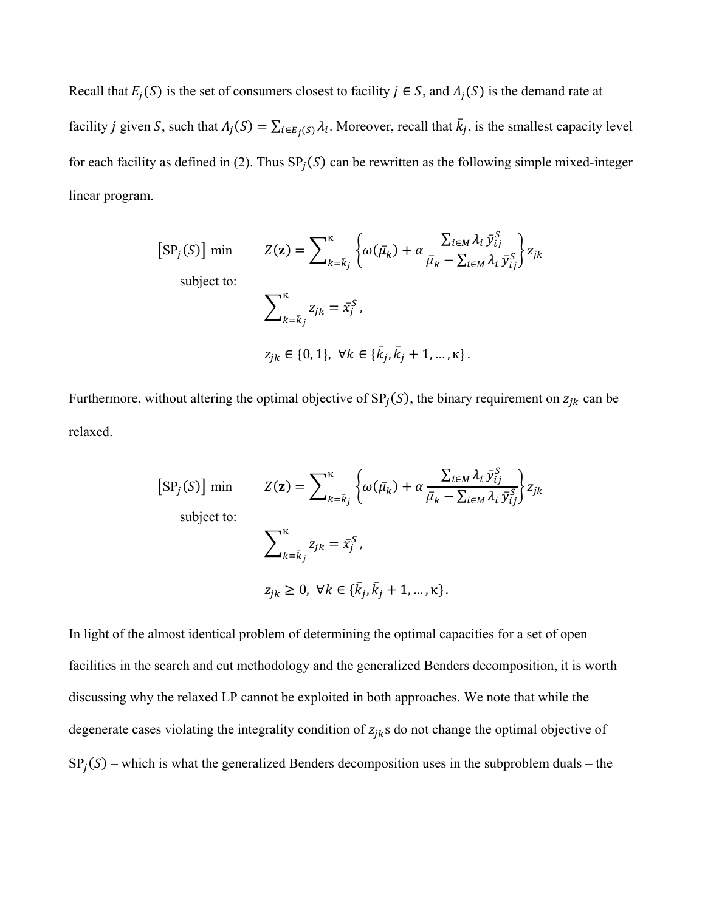Recall that $E_j(S)$ is the set of consumers closest to facility $j \in S$, and $\Lambda_j(S)$ is the demand rate at facility $j$ given $S$, such that $\Lambda_j(S) = \sum_{i \in E_j(S)} \lambda_i$. Moreover, recall that $\bar{k}_j$, is the smallest capacity level for each facility as defined in (2). Thus $\text{SP}_j(S)$ can be rewritten as the following simple mixed-integer linear program.

$$
\begin{aligned}
[\text{SP}_j(S)] \ \min \quad & Z(\mathbf{z}) = \sum_{k=\bar{k}_j}^{\kappa} \left\{ \omega(\bar{\mu}_k) + \alpha \frac{\sum_{i \in M} \lambda_i \, \bar{y}_{ij}^S}{\bar{\mu}_k - \sum_{i \in M} \lambda_i \, \bar{y}_{ij}^S} \right\} z_{jk} \\
\text{subject to:} \quad & \\
& \sum_{k=\bar{k}_j}^{\kappa} z_{jk} = \bar{x}_j^S, \\
& z_{jk} \in \{0, 1\}, \ \forall k \in \{\bar{k}_j, \bar{k}_j + 1, \dots, \kappa\}.
\end{aligned}
$$

Furthermore, without altering the optimal objective of $\text{SP}_j(S)$, the binary requirement on $z_{jk}$ can be relaxed.

$$
\begin{aligned}
[\text{SP}_j(S)] \ \min \quad & Z(\mathbf{z}) = \sum_{k=\bar{k}_j}^{\kappa} \left\{ \omega(\bar{\mu}_k) + \alpha \frac{\sum_{i \in M} \lambda_i \, \bar{y}_{ij}^S}{\bar{\mu}_k - \sum_{i \in M} \lambda_i \, \bar{y}_{ij}^S} \right\} z_{jk} \\
\text{subject to:} \quad & \\
& \sum_{k=\bar{k}_j}^{\kappa} z_{jk} = \bar{x}_j^S, \\
& z_{jk} \geq 0, \ \forall k \in \{\bar{k}_j, \bar{k}_j + 1, \dots, \kappa\}.
\end{aligned}
$$

In light of the almost identical problem of determining the optimal capacities for a set of open facilities in the search and cut methodology and the generalized Benders decomposition, it is worth discussing why the relaxed LP cannot be exploited in both approaches. We note that while the degenerate cases violating the integrality condition of $z_{jk}$s do not change the optimal objective of $\text{SP}_j(S)$ – which is what the generalized Benders decomposition uses in the subproblem duals – the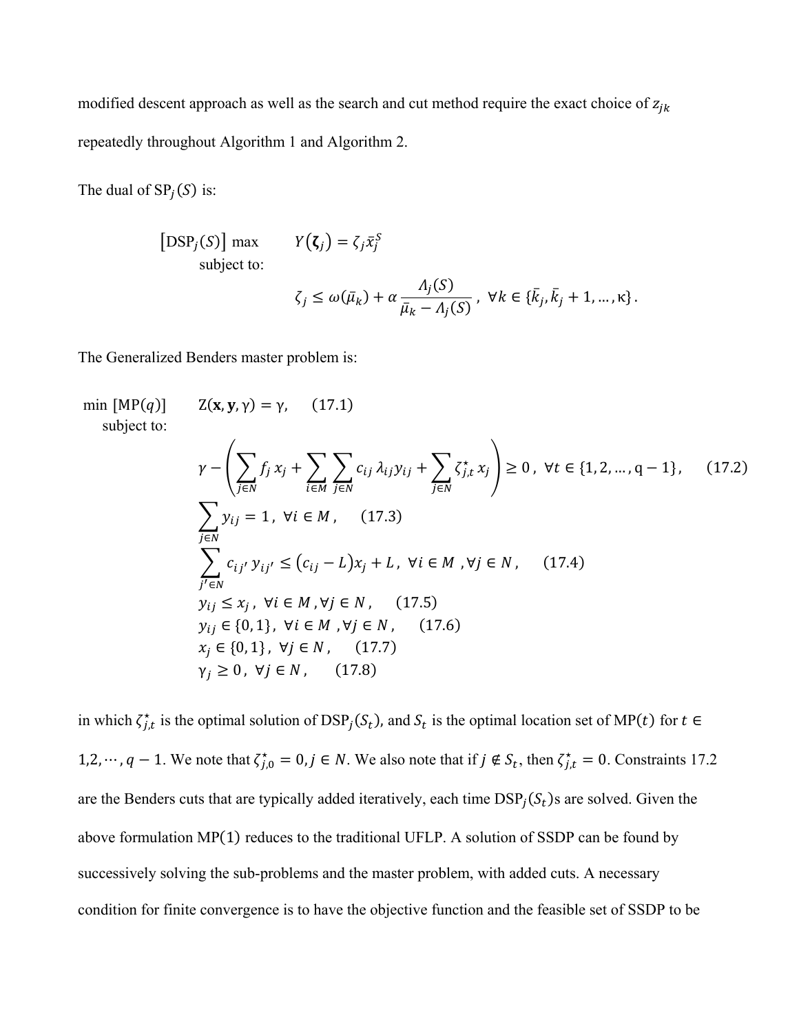modified descent approach as well as the search and cut method require the exact choice of $z_{jk}$ repeatedly throughout Algorithm 1 and Algorithm 2.

The dual of $\mathrm{SP}_j(S)$ is:

$$
\begin{aligned}
[\mathrm{DSP}_j(S)]\ \max \quad & Y(\boldsymbol{\zeta}_j) = \zeta_j \bar{x}_j^S \\
\text{subject to:} \quad & \\
& \zeta_j \leq \omega(\bar{\mu}_k) + \alpha \frac{\Lambda_j(S)}{\bar{\mu}_k - \Lambda_j(S)}, \ \forall k \in \{\bar{k}_j, \bar{k}_j + 1, \ldots, \kappa\}.
\end{aligned}
$$

The Generalized Benders master problem is:

$$
\begin{aligned}
\min\ [\mathrm{MP}(q)] \quad & \mathrm{Z}(\mathbf{x}, \mathbf{y}, \gamma) = \gamma, \quad (17.1) \\
\text{subject to:} \quad & \\
& \gamma - \left( \sum_{j \in N} f_j x_j + \sum_{i \in M} \sum_{j \in N} c_{ij} \lambda_{ij} y_{ij} + \sum_{j \in N} \zeta_{j,t}^{\star} x_j \right) \geq 0, \ \forall t \in \{1, 2, \ldots, \mathrm{q} - 1\}, \quad (17.2) \\
& \sum_{j \in N} y_{ij} = 1, \ \forall i \in M, \quad (17.3) \\
& \sum_{j' \in N} c_{ij'} y_{ij'} \leq (c_{ij} - L) x_j + L, \ \forall i \in M, \forall j \in N, \quad (17.4) \\
& y_{ij} \leq x_j, \ \forall i \in M, \forall j \in N, \quad (17.5) \\
& y_{ij} \in \{0, 1\}, \ \forall i \in M, \forall j \in N, \quad (17.6) \\
& x_j \in \{0, 1\}, \ \forall j \in N, \quad (17.7) \\
& \gamma_j \geq 0, \ \forall j \in N, \quad (17.8)
\end{aligned}
$$

in which $\zeta_{j,t}^{\star}$ is the optimal solution of $\mathrm{DSP}_j(S_t)$, and $S_t$ is the optimal location set of $\mathrm{MP}(t)$ for $t \in 1, 2, \cdots, q-1$. We note that $\zeta_{j,0}^{\star} = 0, j \in N$. We also note that if $j \notin S_t$, then $\zeta_{j,t}^{\star} = 0$. Constraints 17.2 are the Benders cuts that are typically added iteratively, each time $\mathrm{DSP}_j(S_t)$s are solved. Given the above formulation $\mathrm{MP}(1)$ reduces to the traditional UFLP. A solution of SSDP can be found by successively solving the sub-problems and the master problem, with added cuts. A necessary condition for finite convergence is to have the objective function and the feasible set of SSDP to be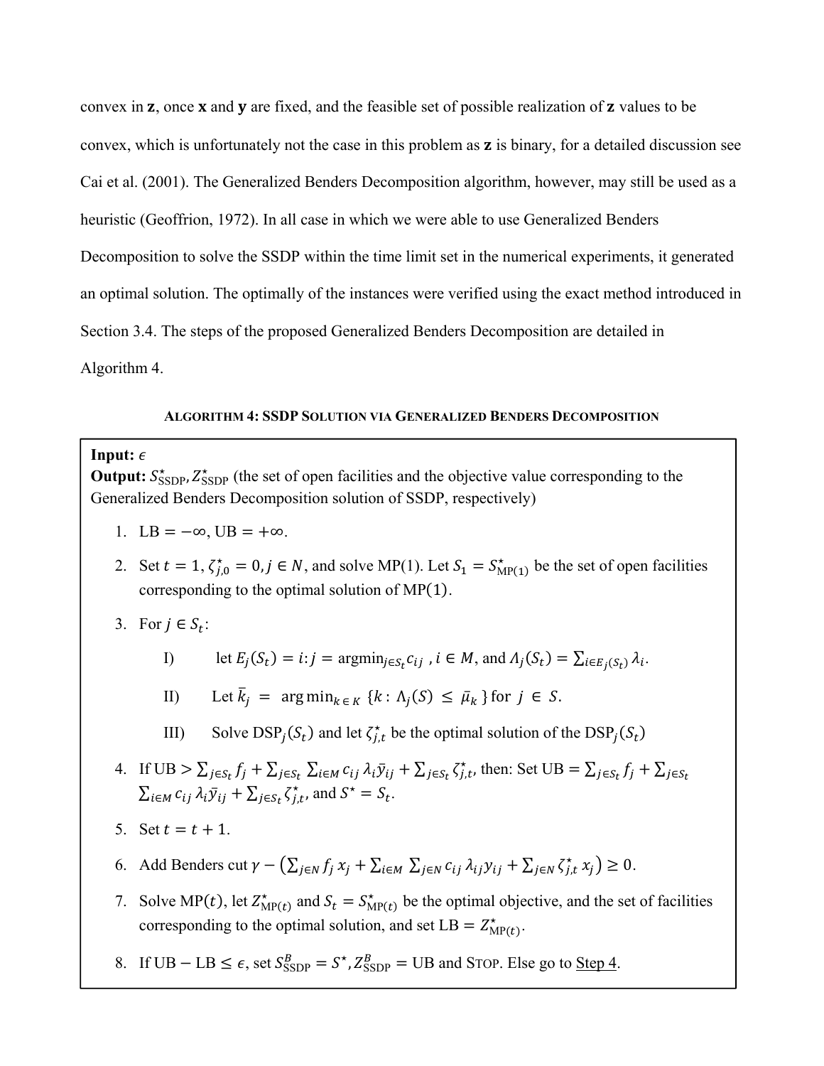convex in **z**, once **x** and **y** are fixed, and the feasible set of possible realization of **z** values to be convex, which is unfortunately not the case in this problem as **z** is binary, for a detailed discussion see Cai et al. (2001). The Generalized Benders Decomposition algorithm, however, may still be used as a heuristic (Geoffrion, 1972). In all case in which we were able to use Generalized Benders Decomposition to solve the SSDP within the time limit set in the numerical experiments, it generated an optimal solution. The optimally of the instances were verified using the exact method introduced in Section 3.4. The steps of the proposed Generalized Benders Decomposition are detailed in Algorithm 4.

**ALGORITHM 4: SSDP SOLUTION VIA GENERALIZED BENDERS DECOMPOSITION**

**Input:** $\epsilon$

**Output:** $S^{\star}_{\text{SSDP}}, Z^{\star}_{\text{SSDP}}$ (the set of open facilities and the objective value corresponding to the Generalized Benders Decomposition solution of SSDP, respectively)

1. $\text{LB} = -\infty$, $\text{UB} = +\infty$.
2. Set $t = 1, \zeta^{\star}_{j,0} = 0, j \in N$, and solve MP(1). Let $S_1 = S^{\star}_{\text{MP}(1)}$ be the set of open facilities corresponding to the optimal solution of MP(1).
3. For $j \in S_t$:
   - I) let $E_j(S_t) = i{:}j = \text{argmin}_{j \in S_t} c_{ij}$ , $i \in M$, and $\Lambda_j(S_t) = \sum_{i \in E_j(S_t)} \lambda_i$.
   - II) Let $\bar{k}_j = \arg\min_{k \in K} \{k : \Lambda_j(S) \leq \bar{\mu}_k\}$ for $j \in S$.
   - III) Solve $\text{DSP}_j(S_t)$ and let $\zeta^{\star}_{j,t}$ be the optimal solution of the $\text{DSP}_j(S_t)$
4. If $\text{UB} > \sum_{j \in S_t} f_j + \sum_{j \in S_t} \sum_{i \in M} c_{ij} \lambda_i \bar{y}_{ij} + \sum_{j \in S_t} \zeta^{\star}_{j,t}$, then: Set $\text{UB} = \sum_{j \in S_t} f_j + \sum_{j \in S_t} \sum_{i \in M} c_{ij} \lambda_i \bar{y}_{ij} + \sum_{j \in S_t} \zeta^{\star}_{j,t}$, and $S^{\star} = S_t$.
5. Set $t = t + 1$.
6. Add Benders cut $\gamma - \left(\sum_{j \in N} f_j x_j + \sum_{i \in M} \sum_{j \in N} c_{ij} \lambda_{ij} y_{ij} + \sum_{j \in N} \zeta^{\star}_{j,t} x_j\right) \geq 0$.
7. Solve MP($t$), let $Z^{\star}_{\text{MP}(t)}$ and $S_t = S^{\star}_{\text{MP}(t)}$ be the optimal objective, and the set of facilities corresponding to the optimal solution, and set $\text{LB} = Z^{\star}_{\text{MP}(t)}$.
8. If $\text{UB} - \text{LB} \leq \epsilon$, set $S^{B}_{\text{SSDP}} = S^{\star}, Z^{B}_{\text{SSDP}} = \text{UB}$ and STOP. Else go to Step 4.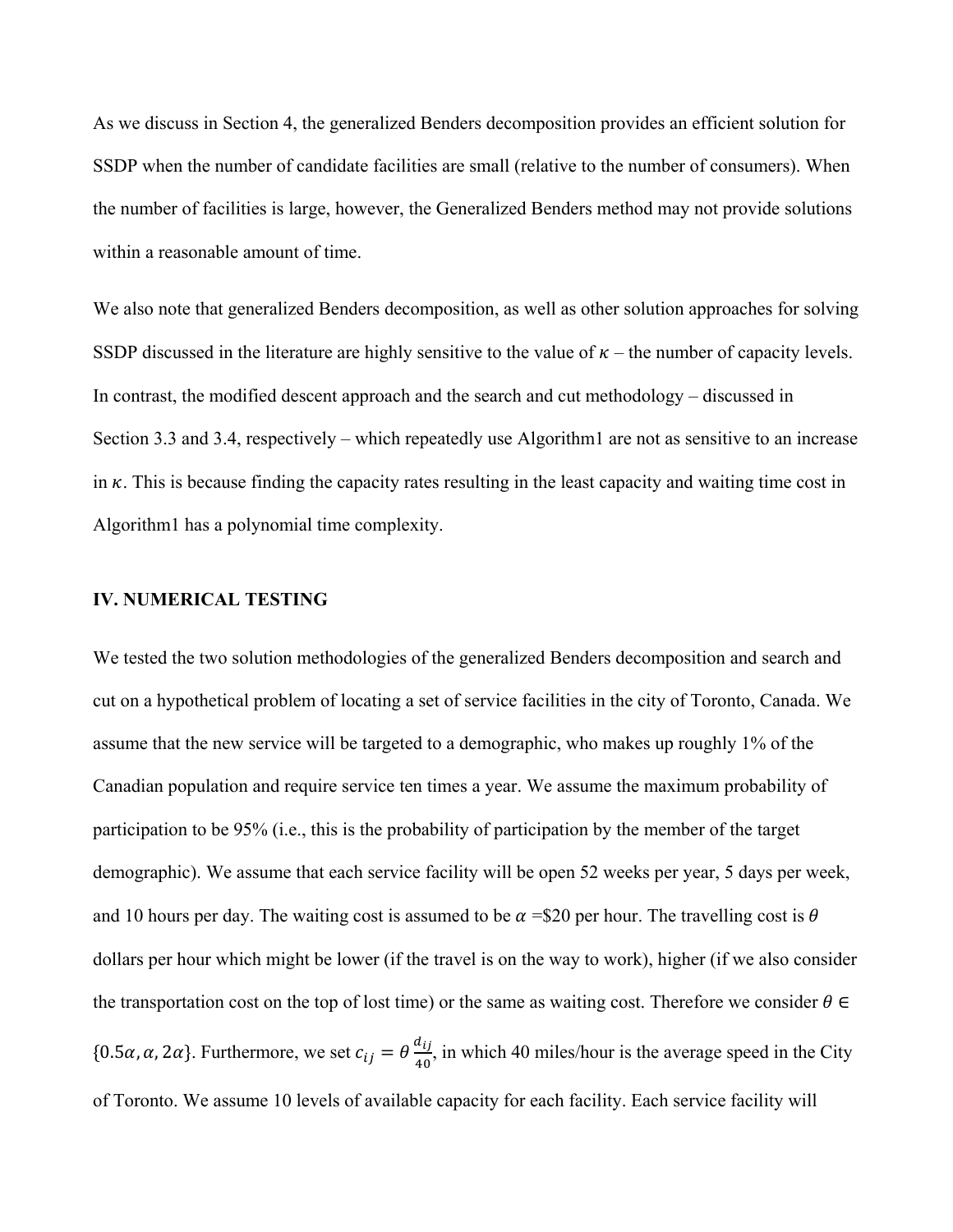As we discuss in Section 4, the generalized Benders decomposition provides an efficient solution for SSDP when the number of candidate facilities are small (relative to the number of consumers). When the number of facilities is large, however, the Generalized Benders method may not provide solutions within a reasonable amount of time.

We also note that generalized Benders decomposition, as well as other solution approaches for solving SSDP discussed in the literature are highly sensitive to the value of $\kappa$ – the number of capacity levels. In contrast, the modified descent approach and the search and cut methodology – discussed in Section 3.3 and 3.4, respectively – which repeatedly use Algorithm1 are not as sensitive to an increase in $\kappa$. This is because finding the capacity rates resulting in the least capacity and waiting time cost in Algorithm1 has a polynomial time complexity.

## IV. NUMERICAL TESTING

We tested the two solution methodologies of the generalized Benders decomposition and search and cut on a hypothetical problem of locating a set of service facilities in the city of Toronto, Canada. We assume that the new service will be targeted to a demographic, who makes up roughly 1% of the Canadian population and require service ten times a year. We assume the maximum probability of participation to be 95% (i.e., this is the probability of participation by the member of the target demographic). We assume that each service facility will be open 52 weeks per year, 5 days per week, and 10 hours per day. The waiting cost is assumed to be $\alpha$ =\$20 per hour. The travelling cost is $\theta$ dollars per hour which might be lower (if the travel is on the way to work), higher (if we also consider the transportation cost on the top of lost time) or the same as waiting cost. Therefore we consider $\theta \in \{0.5\alpha, \alpha, 2\alpha\}$. Furthermore, we set $c_{ij} = \theta \frac{d_{ij}}{40}$, in which 40 miles/hour is the average speed in the City of Toronto. We assume 10 levels of available capacity for each facility. Each service facility will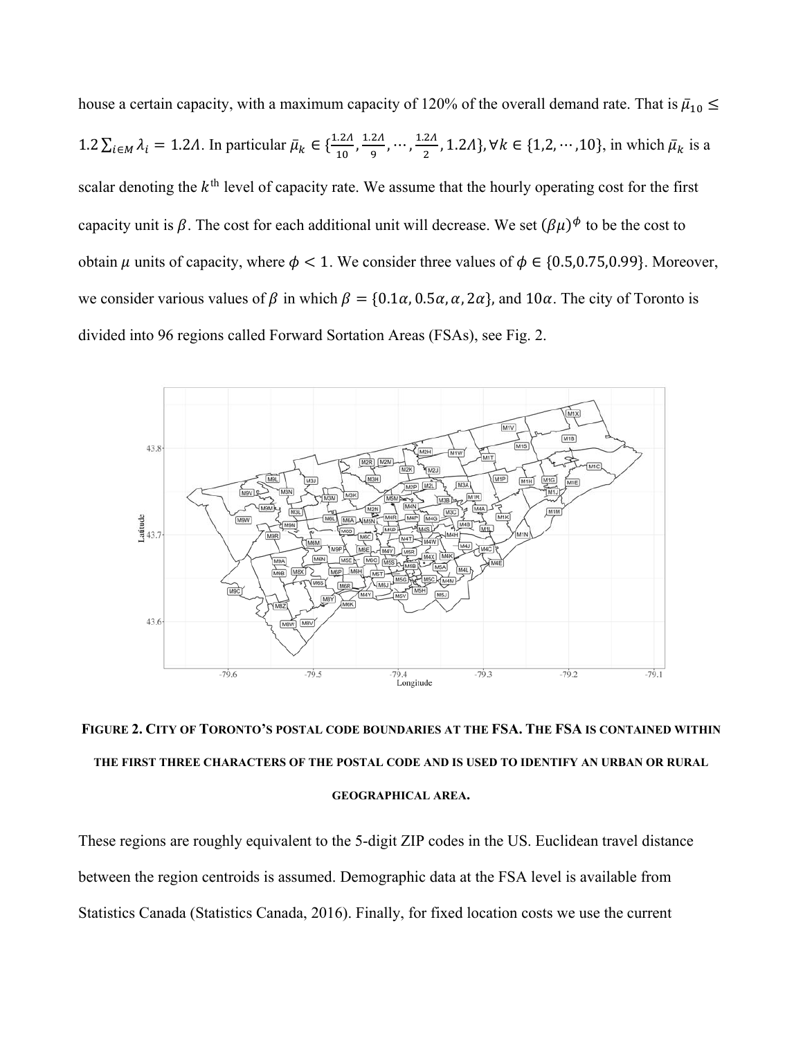house a certain capacity, with a maximum capacity of 120% of the overall demand rate. That is $\bar{\mu}_{10} \leq 1.2 \sum_{i \in M} \lambda_i = 1.2\Lambda$. In particular $\bar{\mu}_k \in \{\frac{1.2\Lambda}{10}, \frac{1.2\Lambda}{9}, \cdots, \frac{1.2\Lambda}{2}, 1.2\Lambda\}, \forall k \in \{1,2,\cdots,10\}$, in which $\bar{\mu}_k$ is a scalar denoting the $k^{\text{th}}$ level of capacity rate. We assume that the hourly operating cost for the first capacity unit is $\beta$. The cost for each additional unit will decrease. We set $(\beta\mu)^{\phi}$ to be the cost to obtain $\mu$ units of capacity, where $\phi < 1$. We consider three values of $\phi \in \{0.5, 0.75, 0.99\}$. Moreover, we consider various values of $\beta$ in which $\beta = \{0.1\alpha, 0.5\alpha, \alpha, 2\alpha\}$, and $10\alpha$. The city of Toronto is divided into 96 regions called Forward Sortation Areas (FSAs), see Fig. 2.

**FIGURE 2. CITY OF TORONTO'S POSTAL CODE BOUNDARIES AT THE FSA. THE FSA IS CONTAINED WITHIN THE FIRST THREE CHARACTERS OF THE POSTAL CODE AND IS USED TO IDENTIFY AN URBAN OR RURAL GEOGRAPHICAL AREA.**

These regions are roughly equivalent to the 5-digit ZIP codes in the US. Euclidean travel distance between the region centroids is assumed. Demographic data at the FSA level is available from Statistics Canada (Statistics Canada, 2016). Finally, for fixed location costs we use the current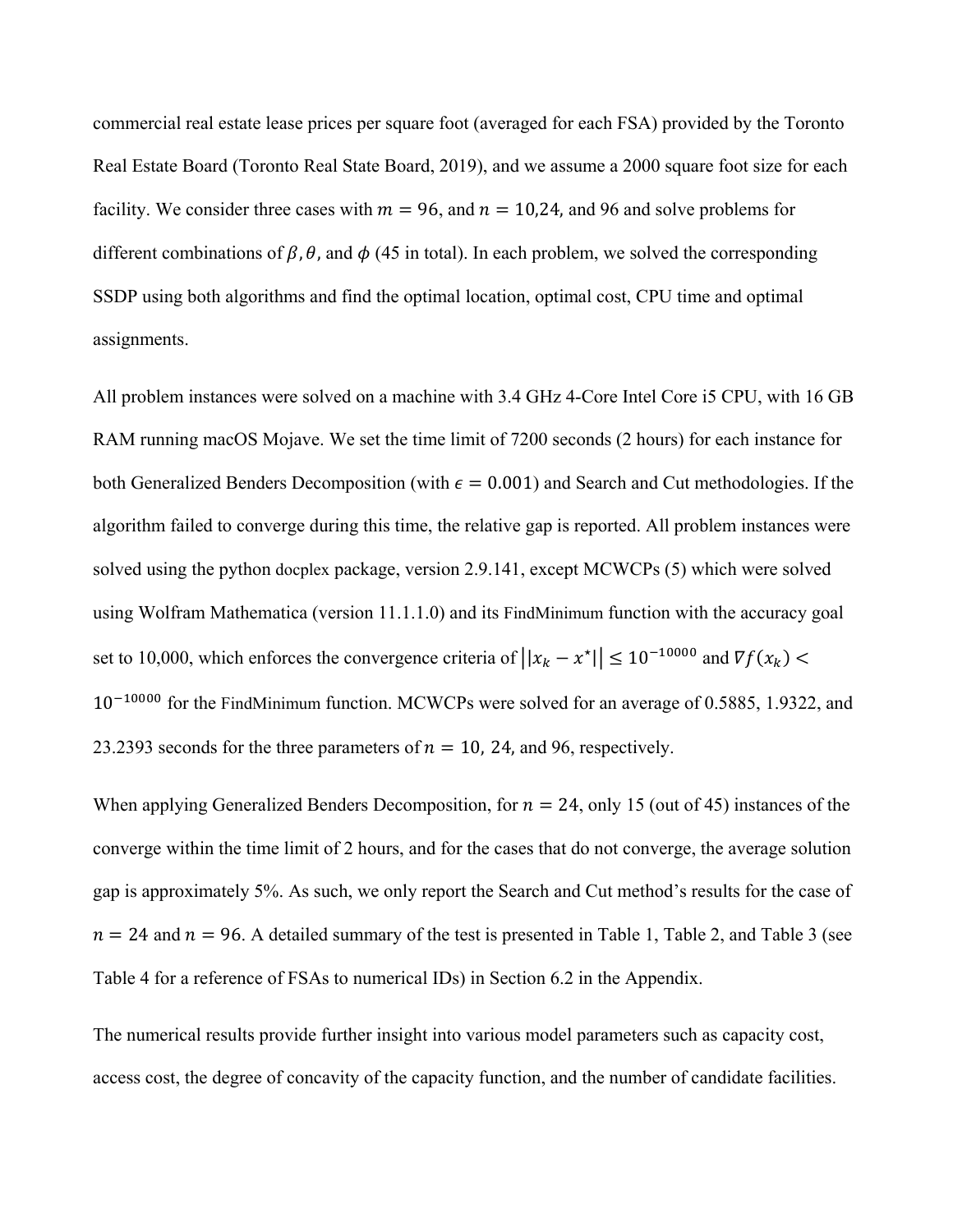commercial real estate lease prices per square foot (averaged for each FSA) provided by the Toronto Real Estate Board (Toronto Real State Board, 2019), and we assume a 2000 square foot size for each facility. We consider three cases with $m = 96$, and $n = 10, 24$, and 96 and solve problems for different combinations of $\beta, \theta$, and $\phi$ (45 in total). In each problem, we solved the corresponding SSDP using both algorithms and find the optimal location, optimal cost, CPU time and optimal assignments.

All problem instances were solved on a machine with 3.4 GHz 4-Core Intel Core i5 CPU, with 16 GB RAM running macOS Mojave. We set the time limit of 7200 seconds (2 hours) for each instance for both Generalized Benders Decomposition (with $\epsilon = 0.001$) and Search and Cut methodologies. If the algorithm failed to converge during this time, the relative gap is reported. All problem instances were solved using the python docplex package, version 2.9.141, except MCWCPs (5) which were solved using Wolfram Mathematica (version 11.1.1.0) and its FindMinimum function with the accuracy goal set to 10,000, which enforces the convergence criteria of $\left|\left|x_k - x^{\star}\right|\right| \leq 10^{-10000}$ and $\nabla f(x_k) < 10^{-10000}$ for the FindMinimum function. MCWCPs were solved for an average of 0.5885, 1.9322, and 23.2393 seconds for the three parameters of $n = 10,\ 24$, and 96, respectively.

When applying Generalized Benders Decomposition, for $n = 24$, only 15 (out of 45) instances of the converge within the time limit of 2 hours, and for the cases that do not converge, the average solution gap is approximately 5%. As such, we only report the Search and Cut method's results for the case of $n = 24$ and $n = 96$. A detailed summary of the test is presented in Table 1, Table 2, and Table 3 (see Table 4 for a reference of FSAs to numerical IDs) in Section 6.2 in the Appendix.

The numerical results provide further insight into various model parameters such as capacity cost, access cost, the degree of concavity of the capacity function, and the number of candidate facilities.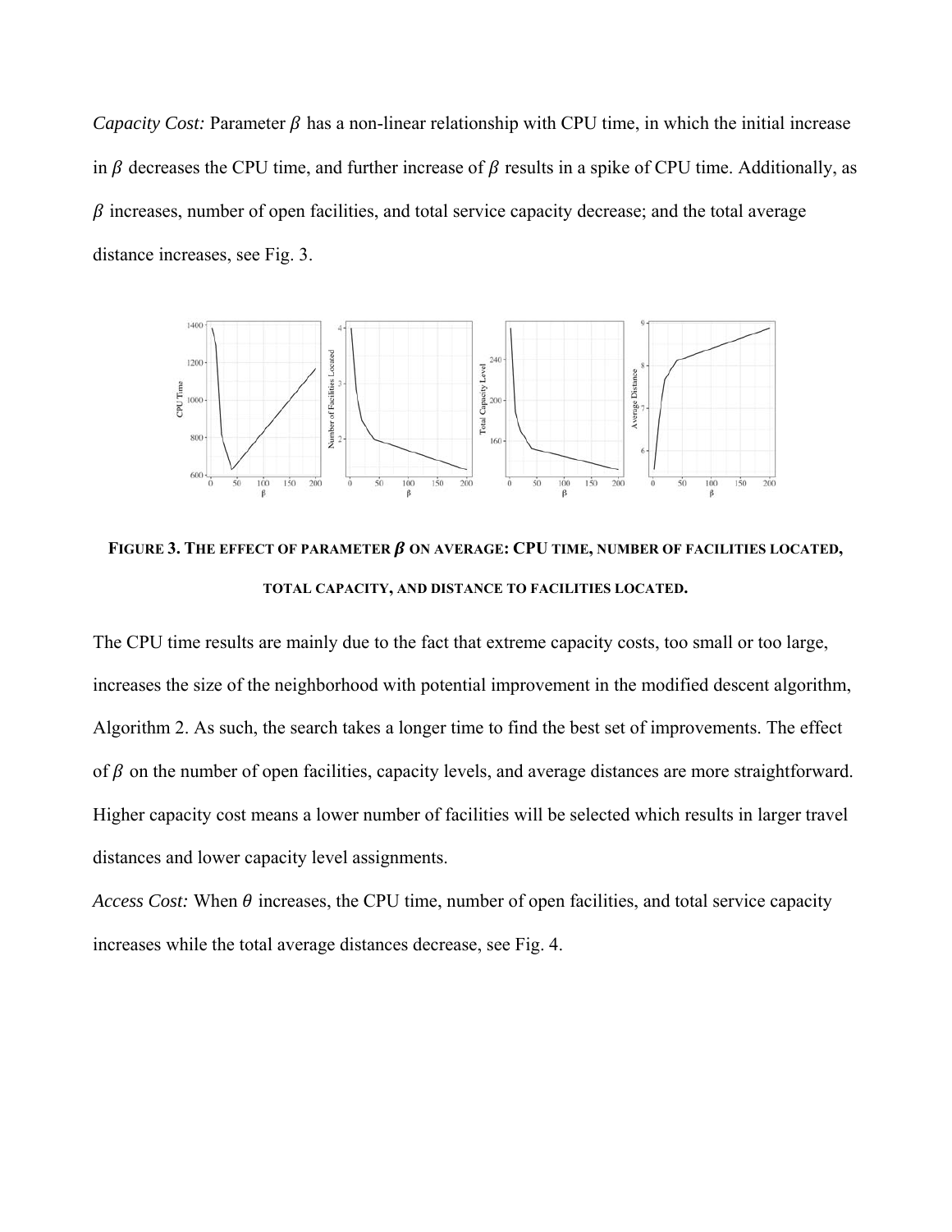*Capacity Cost:* Parameter $\beta$ has a non-linear relationship with CPU time, in which the initial increase in $\beta$ decreases the CPU time, and further increase of $\beta$ results in a spike of CPU time. Additionally, as $\beta$ increases, number of open facilities, and total service capacity decrease; and the total average distance increases, see Fig. 3.

**FIGURE 3. THE EFFECT OF PARAMETER $\beta$ ON AVERAGE: CPU TIME, NUMBER OF FACILITIES LOCATED, TOTAL CAPACITY, AND DISTANCE TO FACILITIES LOCATED.**

The CPU time results are mainly due to the fact that extreme capacity costs, too small or too large, increases the size of the neighborhood with potential improvement in the modified descent algorithm, Algorithm 2. As such, the search takes a longer time to find the best set of improvements. The effect of $\beta$ on the number of open facilities, capacity levels, and average distances are more straightforward. Higher capacity cost means a lower number of facilities will be selected which results in larger travel distances and lower capacity level assignments.

*Access Cost:* When $\theta$ increases, the CPU time, number of open facilities, and total service capacity increases while the total average distances decrease, see Fig. 4.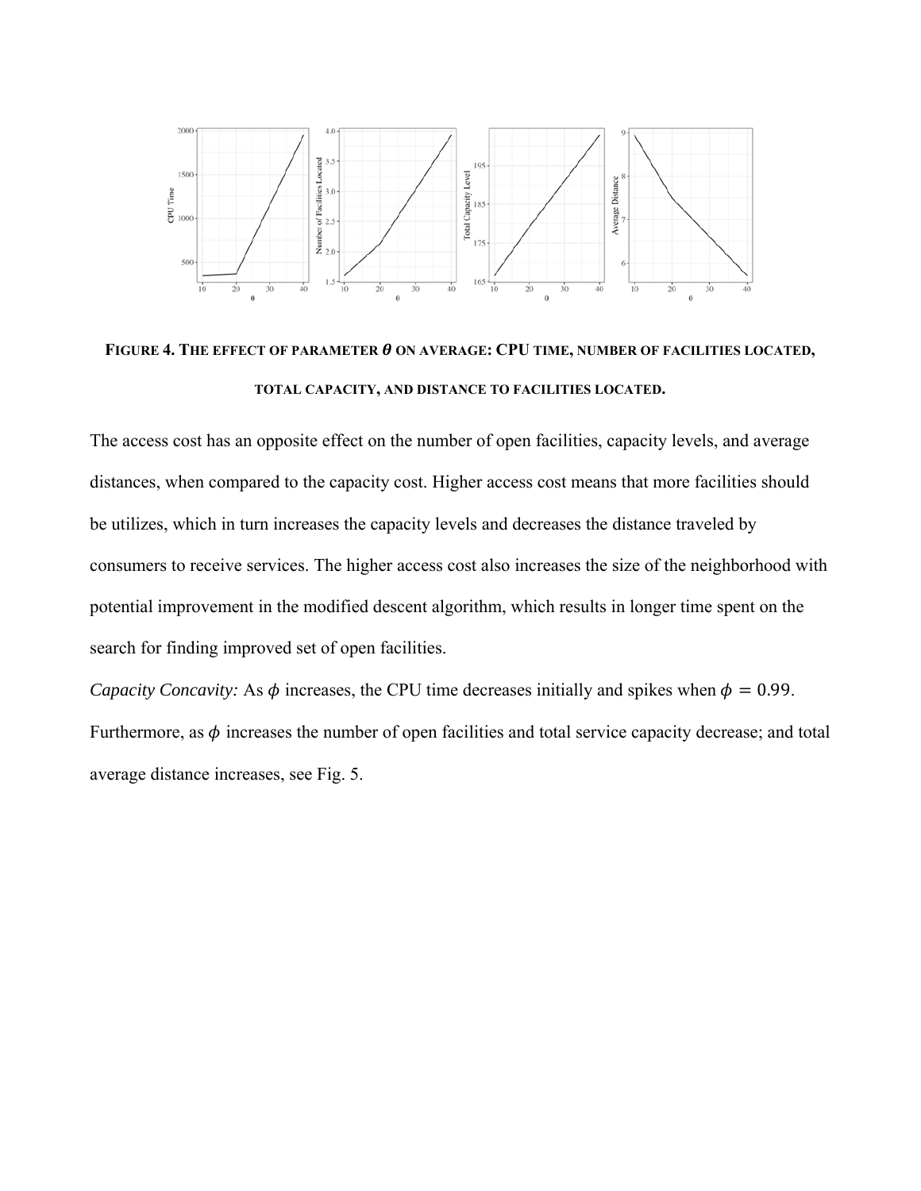**FIGURE 4. THE EFFECT OF PARAMETER $\theta$ ON AVERAGE: CPU TIME, NUMBER OF FACILITIES LOCATED, TOTAL CAPACITY, AND DISTANCE TO FACILITIES LOCATED.**

The access cost has an opposite effect on the number of open facilities, capacity levels, and average distances, when compared to the capacity cost. Higher access cost means that more facilities should be utilizes, which in turn increases the capacity levels and decreases the distance traveled by consumers to receive services. The higher access cost also increases the size of the neighborhood with potential improvement in the modified descent algorithm, which results in longer time spent on the search for finding improved set of open facilities.

*Capacity Concavity:* As $\phi$ increases, the CPU time decreases initially and spikes when $\phi = 0.99$. Furthermore, as $\phi$ increases the number of open facilities and total service capacity decrease; and total average distance increases, see Fig. 5.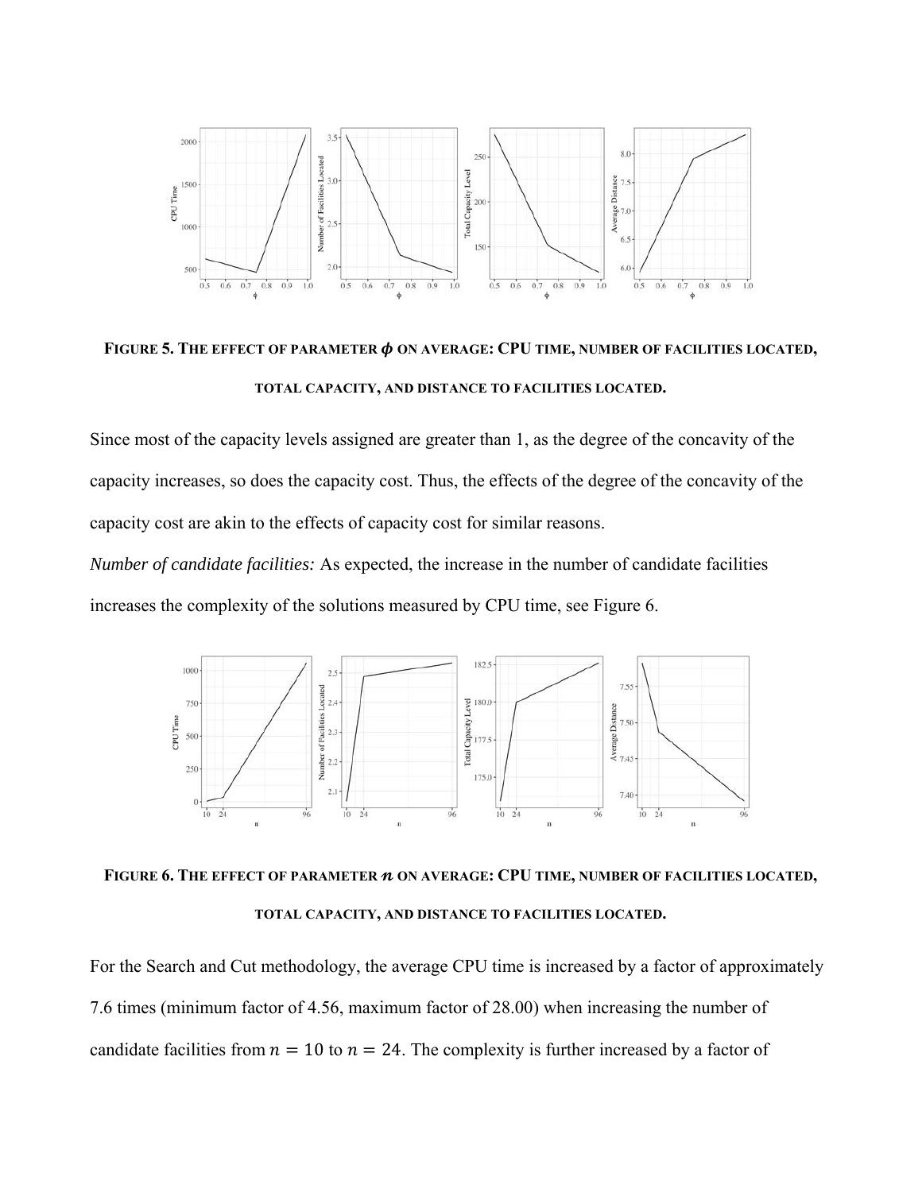**FIGURE 5. THE EFFECT OF PARAMETER $\phi$ ON AVERAGE: CPU TIME, NUMBER OF FACILITIES LOCATED, TOTAL CAPACITY, AND DISTANCE TO FACILITIES LOCATED.**

Since most of the capacity levels assigned are greater than 1, as the degree of the concavity of the capacity increases, so does the capacity cost. Thus, the effects of the degree of the concavity of the capacity cost are akin to the effects of capacity cost for similar reasons.

*Number of candidate facilities:* As expected, the increase in the number of candidate facilities increases the complexity of the solutions measured by CPU time, see Figure 6.

**FIGURE 6. THE EFFECT OF PARAMETER $n$ ON AVERAGE: CPU TIME, NUMBER OF FACILITIES LOCATED, TOTAL CAPACITY, AND DISTANCE TO FACILITIES LOCATED.**

For the Search and Cut methodology, the average CPU time is increased by a factor of approximately 7.6 times (minimum factor of 4.56, maximum factor of 28.00) when increasing the number of candidate facilities from $n = 10$ to $n = 24$. The complexity is further increased by a factor of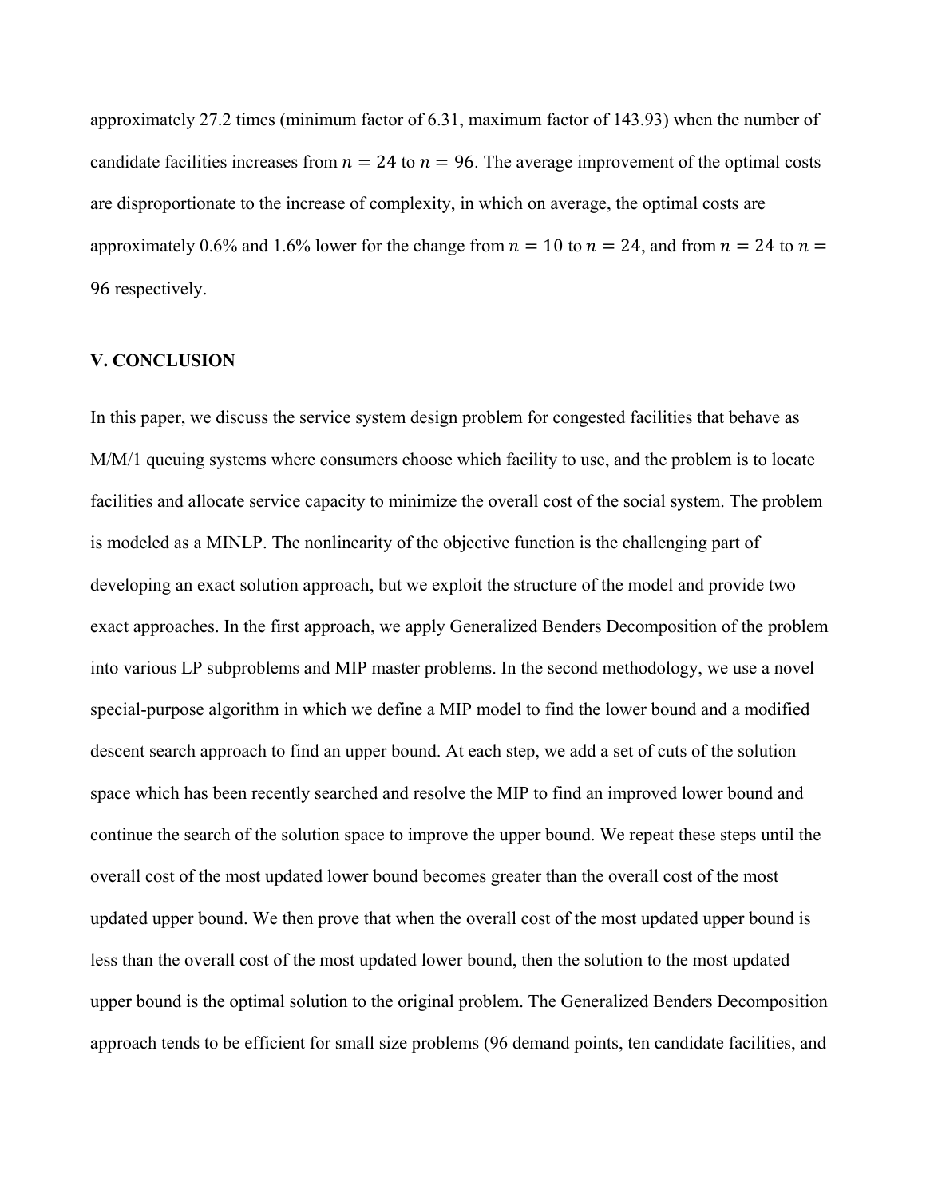approximately 27.2 times (minimum factor of 6.31, maximum factor of 143.93) when the number of candidate facilities increases from $n = 24$ to $n = 96$. The average improvement of the optimal costs are disproportionate to the increase of complexity, in which on average, the optimal costs are approximately 0.6% and 1.6% lower for the change from $n = 10$ to $n = 24$, and from $n = 24$ to $n = 96$ respectively.

## V. CONCLUSION

In this paper, we discuss the service system design problem for congested facilities that behave as M/M/1 queuing systems where consumers choose which facility to use, and the problem is to locate facilities and allocate service capacity to minimize the overall cost of the social system. The problem is modeled as a MINLP. The nonlinearity of the objective function is the challenging part of developing an exact solution approach, but we exploit the structure of the model and provide two exact approaches. In the first approach, we apply Generalized Benders Decomposition of the problem into various LP subproblems and MIP master problems. In the second methodology, we use a novel special-purpose algorithm in which we define a MIP model to find the lower bound and a modified descent search approach to find an upper bound. At each step, we add a set of cuts of the solution space which has been recently searched and resolve the MIP to find an improved lower bound and continue the search of the solution space to improve the upper bound. We repeat these steps until the overall cost of the most updated lower bound becomes greater than the overall cost of the most updated upper bound. We then prove that when the overall cost of the most updated upper bound is less than the overall cost of the most updated lower bound, then the solution to the most updated upper bound is the optimal solution to the original problem. The Generalized Benders Decomposition approach tends to be efficient for small size problems (96 demand points, ten candidate facilities, and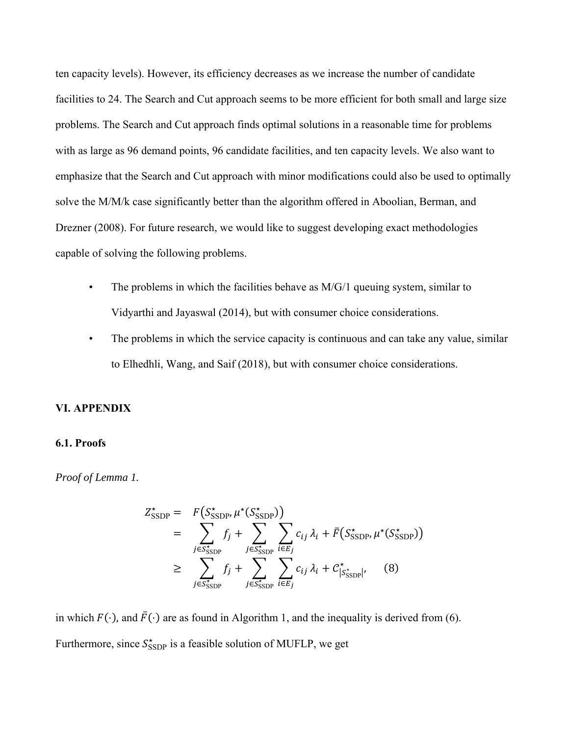ten capacity levels). However, its efficiency decreases as we increase the number of candidate facilities to 24. The Search and Cut approach seems to be more efficient for both small and large size problems. The Search and Cut approach finds optimal solutions in a reasonable time for problems with as large as 96 demand points, 96 candidate facilities, and ten capacity levels. We also want to emphasize that the Search and Cut approach with minor modifications could also be used to optimally solve the M/M/k case significantly better than the algorithm offered in Aboolian, Berman, and Drezner (2008). For future research, we would like to suggest developing exact methodologies capable of solving the following problems.

- The problems in which the facilities behave as M/G/1 queuing system, similar to Vidyarthi and Jayaswal (2014), but with consumer choice considerations.
- The problems in which the service capacity is continuous and can take any value, similar to Elhedhli, Wang, and Saif (2018), but with consumer choice considerations.

## VI. APPENDIX

### 6.1. Proofs

*Proof of Lemma 1.*

$$
\begin{aligned}
Z^{\star}_{\text{SSDP}} = \;& F\big(S^{\star}_{\text{SSDP}}, \mu^{\star}(S^{\star}_{\text{SSDP}})\big) \\
= \;& \sum_{j \in S^{\star}_{\text{SSDP}}} f_j + \sum_{j \in S^{\star}_{\text{SSDP}}} \sum_{i \in E_j} c_{ij}\, \lambda_i + \bar{F}\big(S^{\star}_{\text{SSDP}}, \mu^{\star}(S^{\star}_{\text{SSDP}})\big) \\
\geq \;& \sum_{j \in S^{\star}_{\text{SSDP}}} f_j + \sum_{j \in S^{\star}_{\text{SSDP}}} \sum_{i \in E_j} c_{ij}\, \lambda_i + C^{\star}_{|S^{\star}_{\text{SSDP}}|}, \qquad (8)
\end{aligned}
$$

in which $F(\cdot)$, and $\bar{F}(\cdot)$ are as found in Algorithm 1, and the inequality is derived from (6). Furthermore, since $S^{\star}_{\text{SSDP}}$ is a feasible solution of MUFLP, we get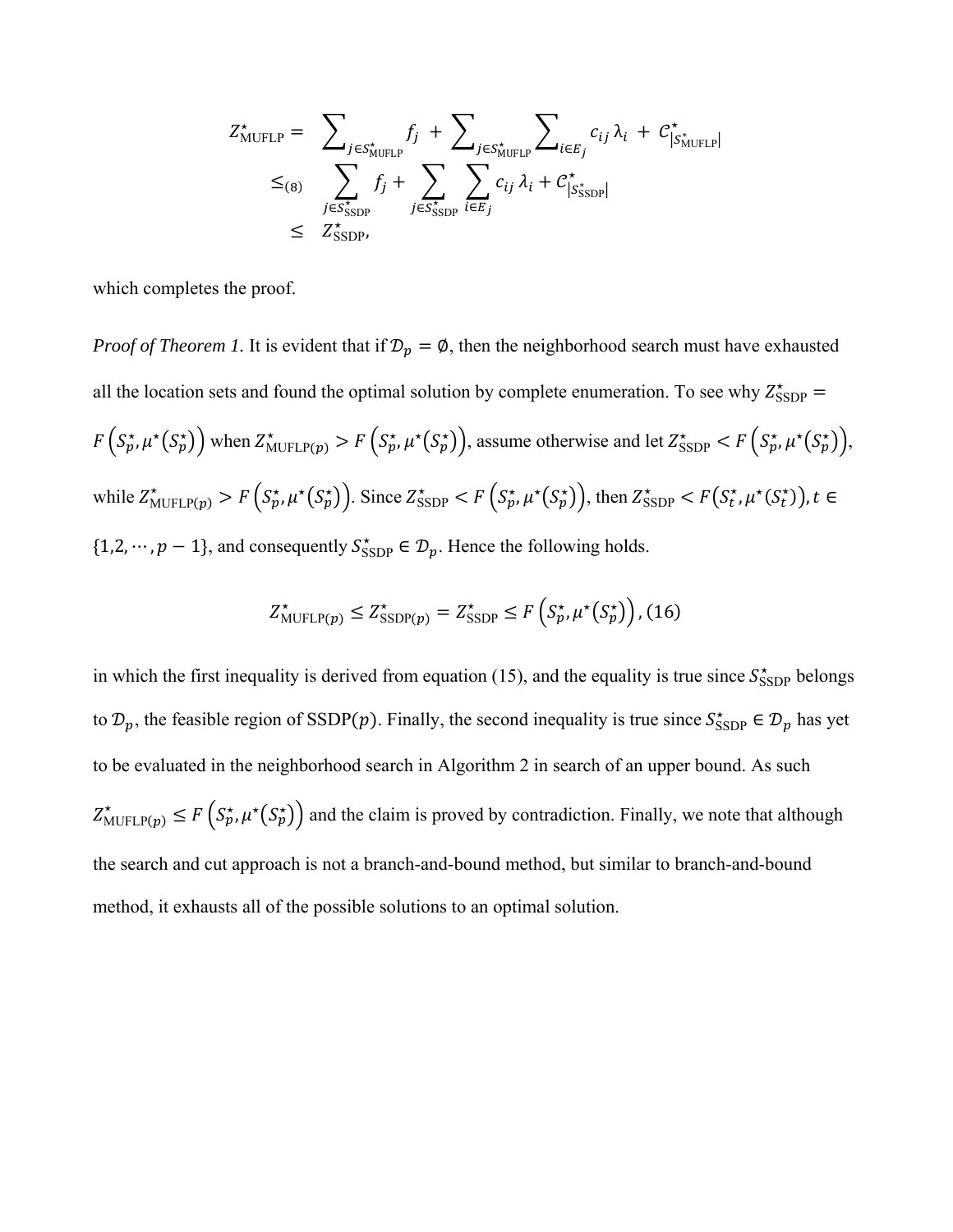$$
\begin{aligned}
Z^{\star}_{\text{MUFLP}} = &\ \sum_{j \in S^{\star}_{\text{MUFLP}}} f_j + \sum_{j \in S^{\star}_{\text{MUFLP}}} \sum_{i \in E_j} c_{ij}\, \lambda_i + \mathcal{C}^{\star}_{|S^{\star}_{\text{MUFLP}}|} \\
\leq_{(8)} &\ \sum_{j \in S^{\star}_{\text{SSDP}}} f_j + \sum_{j \in S^{\star}_{\text{SSDP}}} \sum_{i \in E_j} c_{ij}\, \lambda_i + \mathcal{C}^{\star}_{|S^{\star}_{\text{SSDP}}|} \\
\leq &\ Z^{\star}_{\text{SSDP}},
\end{aligned}
$$

which completes the proof.

*Proof of Theorem 1.* It is evident that if $\mathcal{D}_p = \emptyset$, then the neighborhood search must have exhausted all the location sets and found the optimal solution by complete enumeration. To see why $Z^{\star}_{\text{SSDP}} = F\left(S^{\star}_p, \mu^{\star}(S^{\star}_p)\right)$ when $Z^{\star}_{\text{MUFLP}(p)} > F\left(S^{\star}_p, \mu^{\star}(S^{\star}_p)\right)$, assume otherwise and let $Z^{\star}_{\text{SSDP}} < F\left(S^{\star}_p, \mu^{\star}(S^{\star}_p)\right)$, while $Z^{\star}_{\text{MUFLP}(p)} > F\left(S^{\star}_p, \mu^{\star}(S^{\star}_p)\right)$. Since $Z^{\star}_{\text{SSDP}} < F\left(S^{\star}_p, \mu^{\star}(S^{\star}_p)\right)$, then $Z^{\star}_{\text{SSDP}} < F\left(S^{\star}_t, \mu^{\star}(S^{\star}_t)\right), t \in \{1,2,\cdots,p-1\}$, and consequently $S^{\star}_{\text{SSDP}} \in \mathcal{D}_p$. Hence the following holds.

$$
Z^{\star}_{\text{MUFLP}(p)} \leq Z^{\star}_{\text{SSDP}(p)} = Z^{\star}_{\text{SSDP}} \leq F\left(S^{\star}_p, \mu^{\star}(S^{\star}_p)\right), (16)
$$

in which the first inequality is derived from equation (15), and the equality is true since $S^{\star}_{\text{SSDP}}$ belongs to $\mathcal{D}_p$, the feasible region of SSDP($p$). Finally, the second inequality is true since $S^{\star}_{\text{SSDP}} \in \mathcal{D}_p$ has yet to be evaluated in the neighborhood search in Algorithm 2 in search of an upper bound. As such $Z^{\star}_{\text{MUFLP}(p)} \leq F\left(S^{\star}_p, \mu^{\star}(S^{\star}_p)\right)$ and the claim is proved by contradiction. Finally, we note that although the search and cut approach is not a branch-and-bound method, but similar to branch-and-bound method, it exhausts all of the possible solutions to an optimal solution.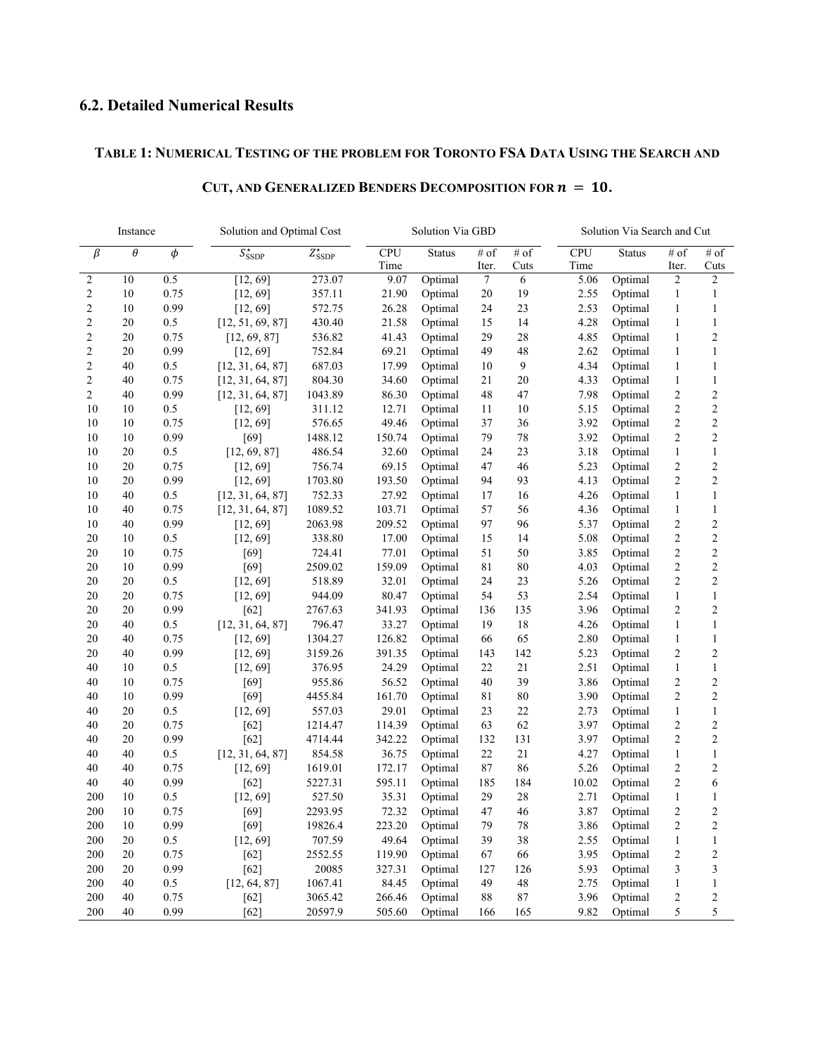## 6.2. Detailed Numerical Results

**TABLE 1: NUMERICAL TESTING OF THE PROBLEM FOR TORONTO FSA DATA USING THE SEARCH AND CUT, AND GENERALIZED BENDERS DECOMPOSITION FOR $n = 10$.**

| Instance | | | Solution and Optimal Cost | | Solution Via GBD | | | | Solution Via Search and Cut | | | |
|---|---|---|---|---|---|---|---|---|---|---|---|---|
| $\beta$ | $\theta$ | $\phi$ | $S^{\star}_{\text{SSDP}}$ | $Z^{\star}_{\text{SSDP}}$ | CPU Time | Status | # of Iter. | # of Cuts | CPU Time | Status | # of Iter. | # of Cuts |
| 2 | 10 | 0.5 | [12, 69] | 273.07 | 9.07 | Optimal | 7 | 6 | 5.06 | Optimal | 2 | 2 |
| 2 | 10 | 0.75 | [12, 69] | 357.11 | 21.90 | Optimal | 20 | 19 | 2.55 | Optimal | 1 | 1 |
| 2 | 10 | 0.99 | [12, 69] | 572.75 | 26.28 | Optimal | 24 | 23 | 2.53 | Optimal | 1 | 1 |
| 2 | 20 | 0.5 | [12, 51, 69, 87] | 430.40 | 21.58 | Optimal | 15 | 14 | 4.28 | Optimal | 1 | 1 |
| 2 | 20 | 0.75 | [12, 69, 87] | 536.82 | 41.43 | Optimal | 29 | 28 | 4.85 | Optimal | 1 | 2 |
| 2 | 20 | 0.99 | [12, 69] | 752.84 | 69.21 | Optimal | 49 | 48 | 2.62 | Optimal | 1 | 1 |
| 2 | 40 | 0.5 | [12, 31, 64, 87] | 687.03 | 17.99 | Optimal | 10 | 9 | 4.34 | Optimal | 1 | 1 |
| 2 | 40 | 0.75 | [12, 31, 64, 87] | 804.30 | 34.60 | Optimal | 21 | 20 | 4.33 | Optimal | 1 | 1 |
| 2 | 40 | 0.99 | [12, 31, 64, 87] | 1043.89 | 86.30 | Optimal | 48 | 47 | 7.98 | Optimal | 2 | 2 |
| 10 | 10 | 0.5 | [12, 69] | 311.12 | 12.71 | Optimal | 11 | 10 | 5.15 | Optimal | 2 | 2 |
| 10 | 10 | 0.75 | [12, 69] | 576.65 | 49.46 | Optimal | 37 | 36 | 3.92 | Optimal | 2 | 2 |
| 10 | 10 | 0.99 | [69] | 1488.12 | 150.74 | Optimal | 79 | 78 | 3.92 | Optimal | 2 | 2 |
| 10 | 20 | 0.5 | [12, 69, 87] | 486.54 | 32.60 | Optimal | 24 | 23 | 3.18 | Optimal | 1 | 1 |
| 10 | 20 | 0.75 | [12, 69] | 756.74 | 69.15 | Optimal | 47 | 46 | 5.23 | Optimal | 2 | 2 |
| 10 | 20 | 0.99 | [12, 69] | 1703.80 | 193.50 | Optimal | 94 | 93 | 4.13 | Optimal | 2 | 2 |
| 10 | 40 | 0.5 | [12, 31, 64, 87] | 752.33 | 27.92 | Optimal | 17 | 16 | 4.26 | Optimal | 1 | 1 |
| 10 | 40 | 0.75 | [12, 31, 64, 87] | 1089.52 | 103.71 | Optimal | 57 | 56 | 4.36 | Optimal | 1 | 1 |
| 10 | 40 | 0.99 | [12, 69] | 2063.98 | 209.52 | Optimal | 97 | 96 | 5.37 | Optimal | 2 | 2 |
| 20 | 10 | 0.5 | [12, 69] | 338.80 | 17.00 | Optimal | 15 | 14 | 5.08 | Optimal | 2 | 2 |
| 20 | 10 | 0.75 | [69] | 724.41 | 77.01 | Optimal | 51 | 50 | 3.85 | Optimal | 2 | 2 |
| 20 | 10 | 0.99 | [69] | 2509.02 | 159.09 | Optimal | 81 | 80 | 4.03 | Optimal | 2 | 2 |
| 20 | 20 | 0.5 | [12, 69] | 518.89 | 32.01 | Optimal | 24 | 23 | 5.26 | Optimal | 2 | 2 |
| 20 | 20 | 0.75 | [12, 69] | 944.09 | 80.47 | Optimal | 54 | 53 | 2.54 | Optimal | 1 | 1 |
| 20 | 20 | 0.99 | [62] | 2767.63 | 341.93 | Optimal | 136 | 135 | 3.96 | Optimal | 2 | 2 |
| 20 | 40 | 0.5 | [12, 31, 64, 87] | 796.47 | 33.27 | Optimal | 19 | 18 | 4.26 | Optimal | 1 | 1 |
| 20 | 40 | 0.75 | [12, 69] | 1304.27 | 126.82 | Optimal | 66 | 65 | 2.80 | Optimal | 1 | 1 |
| 20 | 40 | 0.99 | [12, 69] | 3159.26 | 391.35 | Optimal | 143 | 142 | 5.23 | Optimal | 2 | 2 |
| 40 | 10 | 0.5 | [12, 69] | 376.95 | 24.29 | Optimal | 22 | 21 | 2.51 | Optimal | 1 | 1 |
| 40 | 10 | 0.75 | [69] | 955.86 | 56.52 | Optimal | 40 | 39 | 3.86 | Optimal | 2 | 2 |
| 40 | 10 | 0.99 | [69] | 4455.84 | 161.70 | Optimal | 81 | 80 | 3.90 | Optimal | 2 | 2 |
| 40 | 20 | 0.5 | [12, 69] | 557.03 | 29.01 | Optimal | 23 | 22 | 2.73 | Optimal | 1 | 1 |
| 40 | 20 | 0.75 | [62] | 1214.47 | 114.39 | Optimal | 63 | 62 | 3.97 | Optimal | 2 | 2 |
| 40 | 20 | 0.99 | [62] | 4714.44 | 342.22 | Optimal | 132 | 131 | 3.97 | Optimal | 2 | 2 |
| 40 | 40 | 0.5 | [12, 31, 64, 87] | 854.58 | 36.75 | Optimal | 22 | 21 | 4.27 | Optimal | 1 | 1 |
| 40 | 40 | 0.75 | [12, 69] | 1619.01 | 172.17 | Optimal | 87 | 86 | 5.26 | Optimal | 2 | 2 |
| 40 | 40 | 0.99 | [62] | 5227.31 | 595.11 | Optimal | 185 | 184 | 10.02 | Optimal | 2 | 6 |
| 200 | 10 | 0.5 | [12, 69] | 527.50 | 35.31 | Optimal | 29 | 28 | 2.71 | Optimal | 1 | 1 |
| 200 | 10 | 0.75 | [69] | 2293.95 | 72.32 | Optimal | 47 | 46 | 3.87 | Optimal | 2 | 2 |
| 200 | 10 | 0.99 | [69] | 19826.4 | 223.20 | Optimal | 79 | 78 | 3.86 | Optimal | 2 | 2 |
| 200 | 20 | 0.5 | [12, 69] | 707.59 | 49.64 | Optimal | 39 | 38 | 2.55 | Optimal | 1 | 1 |
| 200 | 20 | 0.75 | [62] | 2552.55 | 119.90 | Optimal | 67 | 66 | 3.95 | Optimal | 2 | 2 |
| 200 | 20 | 0.99 | [62] | 20085 | 327.31 | Optimal | 127 | 126 | 5.93 | Optimal | 3 | 3 |
| 200 | 40 | 0.5 | [12, 64, 87] | 1067.41 | 84.45 | Optimal | 49 | 48 | 2.75 | Optimal | 1 | 1 |
| 200 | 40 | 0.75 | [62] | 3065.42 | 266.46 | Optimal | 88 | 87 | 3.96 | Optimal | 2 | 2 |
| 200 | 40 | 0.99 | [62] | 20597.9 | 505.60 | Optimal | 166 | 165 | 9.82 | Optimal | 5 | 5 |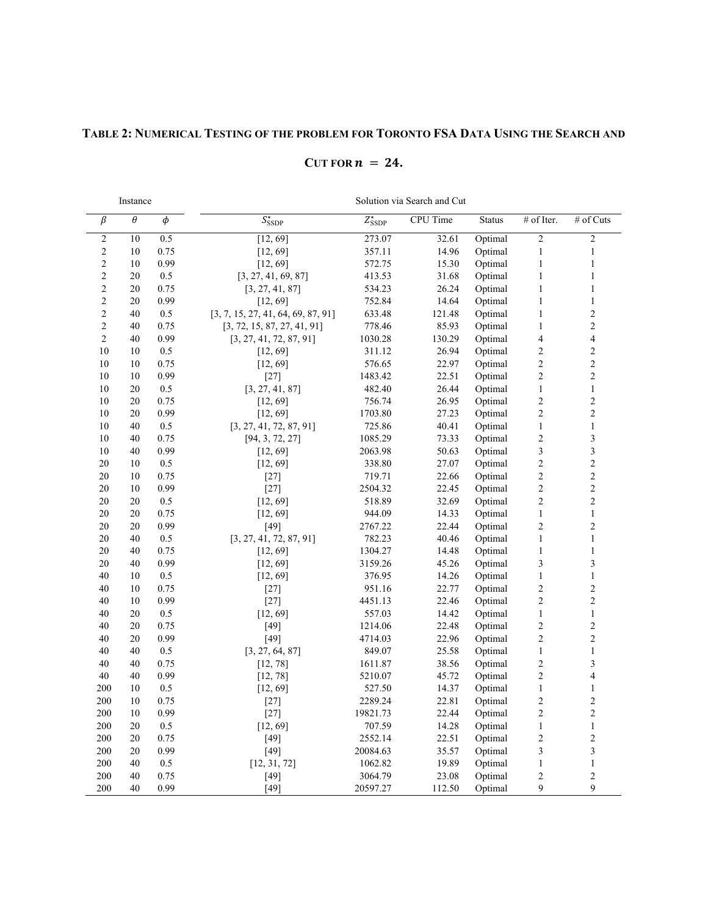**TABLE 2: NUMERICAL TESTING OF THE PROBLEM FOR TORONTO FSA DATA USING THE SEARCH AND CUT FOR $n = 24$.**

| Instance | | | Solution via Search and Cut | | | | | |
|---|---|---|---|---|---|---|---|---|
| $\beta$ | $\theta$ | $\phi$ | $S^{\star}_{\text{SSDP}}$ | $Z^{\star}_{\text{SSDP}}$ | CPU Time | Status | # of Iter. | # of Cuts |
| 2 | 10 | 0.5 | [12, 69] | 273.07 | 32.61 | Optimal | 2 | 2 |
| 2 | 10 | 0.75 | [12, 69] | 357.11 | 14.96 | Optimal | 1 | 1 |
| 2 | 10 | 0.99 | [12, 69] | 572.75 | 15.30 | Optimal | 1 | 1 |
| 2 | 20 | 0.5 | [3, 27, 41, 69, 87] | 413.53 | 31.68 | Optimal | 1 | 1 |
| 2 | 20 | 0.75 | [3, 27, 41, 87] | 534.23 | 26.24 | Optimal | 1 | 1 |
| 2 | 20 | 0.99 | [12, 69] | 752.84 | 14.64 | Optimal | 1 | 1 |
| 2 | 40 | 0.5 | [3, 7, 15, 27, 41, 64, 69, 87, 91] | 633.48 | 121.48 | Optimal | 1 | 2 |
| 2 | 40 | 0.75 | [3, 72, 15, 87, 27, 41, 91] | 778.46 | 85.93 | Optimal | 1 | 2 |
| 2 | 40 | 0.99 | [3, 27, 41, 72, 87, 91] | 1030.28 | 130.29 | Optimal | 4 | 4 |
| 10 | 10 | 0.5 | [12, 69] | 311.12 | 26.94 | Optimal | 2 | 2 |
| 10 | 10 | 0.75 | [12, 69] | 576.65 | 22.97 | Optimal | 2 | 2 |
| 10 | 10 | 0.99 | [27] | 1483.42 | 22.51 | Optimal | 2 | 2 |
| 10 | 20 | 0.5 | [3, 27, 41, 87] | 482.40 | 26.44 | Optimal | 1 | 1 |
| 10 | 20 | 0.75 | [12, 69] | 756.74 | 26.95 | Optimal | 2 | 2 |
| 10 | 20 | 0.99 | [12, 69] | 1703.80 | 27.23 | Optimal | 2 | 2 |
| 10 | 40 | 0.5 | [3, 27, 41, 72, 87, 91] | 725.86 | 40.41 | Optimal | 1 | 1 |
| 10 | 40 | 0.75 | [94, 3, 72, 27] | 1085.29 | 73.33 | Optimal | 2 | 3 |
| 10 | 40 | 0.99 | [12, 69] | 2063.98 | 50.63 | Optimal | 3 | 3 |
| 20 | 10 | 0.5 | [12, 69] | 338.80 | 27.07 | Optimal | 2 | 2 |
| 20 | 10 | 0.75 | [27] | 719.71 | 22.66 | Optimal | 2 | 2 |
| 20 | 10 | 0.99 | [27] | 2504.32 | 22.45 | Optimal | 2 | 2 |
| 20 | 20 | 0.5 | [12, 69] | 518.89 | 32.69 | Optimal | 2 | 2 |
| 20 | 20 | 0.75 | [12, 69] | 944.09 | 14.33 | Optimal | 1 | 1 |
| 20 | 20 | 0.99 | [49] | 2767.22 | 22.44 | Optimal | 2 | 2 |
| 20 | 40 | 0.5 | [3, 27, 41, 72, 87, 91] | 782.23 | 40.46 | Optimal | 1 | 1 |
| 20 | 40 | 0.75 | [12, 69] | 1304.27 | 14.48 | Optimal | 1 | 1 |
| 20 | 40 | 0.99 | [12, 69] | 3159.26 | 45.26 | Optimal | 3 | 3 |
| 40 | 10 | 0.5 | [12, 69] | 376.95 | 14.26 | Optimal | 1 | 1 |
| 40 | 10 | 0.75 | [27] | 951.16 | 22.77 | Optimal | 2 | 2 |
| 40 | 10 | 0.99 | [27] | 4451.13 | 22.46 | Optimal | 2 | 2 |
| 40 | 20 | 0.5 | [12, 69] | 557.03 | 14.42 | Optimal | 1 | 1 |
| 40 | 20 | 0.75 | [49] | 1214.06 | 22.48 | Optimal | 2 | 2 |
| 40 | 20 | 0.99 | [49] | 4714.03 | 22.96 | Optimal | 2 | 2 |
| 40 | 40 | 0.5 | [3, 27, 64, 87] | 849.07 | 25.58 | Optimal | 1 | 1 |
| 40 | 40 | 0.75 | [12, 78] | 1611.87 | 38.56 | Optimal | 2 | 3 |
| 40 | 40 | 0.99 | [12, 78] | 5210.07 | 45.72 | Optimal | 2 | 4 |
| 200 | 10 | 0.5 | [12, 69] | 527.50 | 14.37 | Optimal | 1 | 1 |
| 200 | 10 | 0.75 | [27] | 2289.24 | 22.81 | Optimal | 2 | 2 |
| 200 | 10 | 0.99 | [27] | 19821.73 | 22.44 | Optimal | 2 | 2 |
| 200 | 20 | 0.5 | [12, 69] | 707.59 | 14.28 | Optimal | 1 | 1 |
| 200 | 20 | 0.75 | [49] | 2552.14 | 22.51 | Optimal | 2 | 2 |
| 200 | 20 | 0.99 | [49] | 20084.63 | 35.57 | Optimal | 3 | 3 |
| 200 | 40 | 0.5 | [12, 31, 72] | 1062.82 | 19.89 | Optimal | 1 | 1 |
| 200 | 40 | 0.75 | [49] | 3064.79 | 23.08 | Optimal | 2 | 2 |
| 200 | 40 | 0.99 | [49] | 20597.27 | 112.50 | Optimal | 9 | 9 |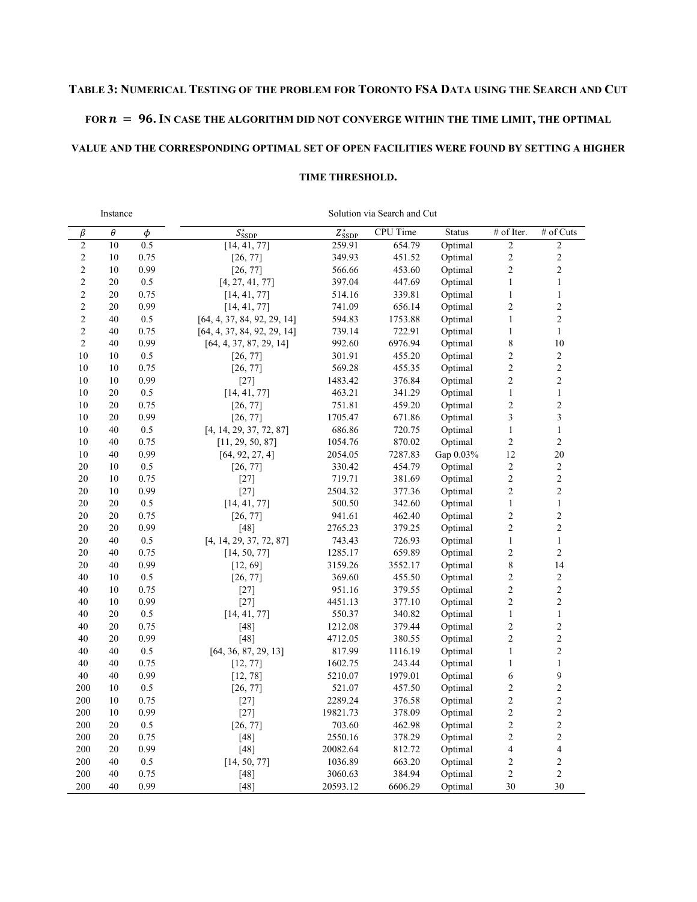**TABLE 3: NUMERICAL TESTING OF THE PROBLEM FOR TORONTO FSA DATA USING THE SEARCH AND CUT FOR $n = 96$. IN CASE THE ALGORITHM DID NOT CONVERGE WITHIN THE TIME LIMIT, THE OPTIMAL VALUE AND THE CORRESPONDING OPTIMAL SET OF OPEN FACILITIES WERE FOUND BY SETTING A HIGHER TIME THRESHOLD.**

| Instance | | | Solution via Search and Cut | | | | | |
|---|---|---|---|---|---|---|---|---|
| $\beta$ | $\theta$ | $\phi$ | $S^*_{\mathrm{SSDP}}$ | $Z^*_{\mathrm{SSDP}}$ | CPU Time | Status | # of Iter. | # of Cuts |
| 2 | 10 | 0.5 | [14, 41, 77] | 259.91 | 654.79 | Optimal | 2 | 2 |
| 2 | 10 | 0.75 | [26, 77] | 349.93 | 451.52 | Optimal | 2 | 2 |
| 2 | 10 | 0.99 | [26, 77] | 566.66 | 453.60 | Optimal | 2 | 2 |
| 2 | 20 | 0.5 | [4, 27, 41, 77] | 397.04 | 447.69 | Optimal | 1 | 1 |
| 2 | 20 | 0.75 | [14, 41, 77] | 514.16 | 339.81 | Optimal | 1 | 1 |
| 2 | 20 | 0.99 | [14, 41, 77] | 741.09 | 656.14 | Optimal | 2 | 2 |
| 2 | 40 | 0.5 | [64, 4, 37, 84, 92, 29, 14] | 594.83 | 1753.88 | Optimal | 1 | 2 |
| 2 | 40 | 0.75 | [64, 4, 37, 84, 92, 29, 14] | 739.14 | 722.91 | Optimal | 1 | 1 |
| 2 | 40 | 0.99 | [64, 4, 37, 87, 29, 14] | 992.60 | 6976.94 | Optimal | 8 | 10 |
| 10 | 10 | 0.5 | [26, 77] | 301.91 | 455.20 | Optimal | 2 | 2 |
| 10 | 10 | 0.75 | [26, 77] | 569.28 | 455.35 | Optimal | 2 | 2 |
| 10 | 10 | 0.99 | [27] | 1483.42 | 376.84 | Optimal | 2 | 2 |
| 10 | 20 | 0.5 | [14, 41, 77] | 463.21 | 341.29 | Optimal | 1 | 1 |
| 10 | 20 | 0.75 | [26, 77] | 751.81 | 459.20 | Optimal | 2 | 2 |
| 10 | 20 | 0.99 | [26, 77] | 1705.47 | 671.86 | Optimal | 3 | 3 |
| 10 | 40 | 0.5 | [4, 14, 29, 37, 72, 87] | 686.86 | 720.75 | Optimal | 1 | 1 |
| 10 | 40 | 0.75 | [11, 29, 50, 87] | 1054.76 | 870.02 | Optimal | 2 | 2 |
| 10 | 40 | 0.99 | [64, 92, 27, 4] | 2054.05 | 7287.83 | Gap 0.03% | 12 | 20 |
| 20 | 10 | 0.5 | [26, 77] | 330.42 | 454.79 | Optimal | 2 | 2 |
| 20 | 10 | 0.75 | [27] | 719.71 | 381.69 | Optimal | 2 | 2 |
| 20 | 10 | 0.99 | [27] | 2504.32 | 377.36 | Optimal | 2 | 2 |
| 20 | 20 | 0.5 | [14, 41, 77] | 500.50 | 342.60 | Optimal | 1 | 1 |
| 20 | 20 | 0.75 | [26, 77] | 941.61 | 462.40 | Optimal | 2 | 2 |
| 20 | 20 | 0.99 | [48] | 2765.23 | 379.25 | Optimal | 2 | 2 |
| 20 | 40 | 0.5 | [4, 14, 29, 37, 72, 87] | 743.43 | 726.93 | Optimal | 1 | 1 |
| 20 | 40 | 0.75 | [14, 50, 77] | 1285.17 | 659.89 | Optimal | 2 | 2 |
| 20 | 40 | 0.99 | [12, 69] | 3159.26 | 3552.17 | Optimal | 8 | 14 |
| 40 | 10 | 0.5 | [26, 77] | 369.60 | 455.50 | Optimal | 2 | 2 |
| 40 | 10 | 0.75 | [27] | 951.16 | 379.55 | Optimal | 2 | 2 |
| 40 | 10 | 0.99 | [27] | 4451.13 | 377.10 | Optimal | 2 | 2 |
| 40 | 20 | 0.5 | [14, 41, 77] | 550.37 | 340.82 | Optimal | 1 | 1 |
| 40 | 20 | 0.75 | [48] | 1212.08 | 379.44 | Optimal | 2 | 2 |
| 40 | 20 | 0.99 | [48] | 4712.05 | 380.55 | Optimal | 2 | 2 |
| 40 | 40 | 0.5 | [64, 36, 87, 29, 13] | 817.99 | 1116.19 | Optimal | 1 | 2 |
| 40 | 40 | 0.75 | [12, 77] | 1602.75 | 243.44 | Optimal | 1 | 1 |
| 40 | 40 | 0.99 | [12, 78] | 5210.07 | 1979.01 | Optimal | 6 | 9 |
| 200 | 10 | 0.5 | [26, 77] | 521.07 | 457.50 | Optimal | 2 | 2 |
| 200 | 10 | 0.75 | [27] | 2289.24 | 376.58 | Optimal | 2 | 2 |
| 200 | 10 | 0.99 | [27] | 19821.73 | 378.09 | Optimal | 2 | 2 |
| 200 | 20 | 0.5 | [26, 77] | 703.60 | 462.98 | Optimal | 2 | 2 |
| 200 | 20 | 0.75 | [48] | 2550.16 | 378.29 | Optimal | 2 | 2 |
| 200 | 20 | 0.99 | [48] | 20082.64 | 812.72 | Optimal | 4 | 4 |
| 200 | 40 | 0.5 | [14, 50, 77] | 1036.89 | 663.20 | Optimal | 2 | 2 |
| 200 | 40 | 0.75 | [48] | 3060.63 | 384.94 | Optimal | 2 | 2 |
| 200 | 40 | 0.99 | [48] | 20593.12 | 6606.29 | Optimal | 30 | 30 |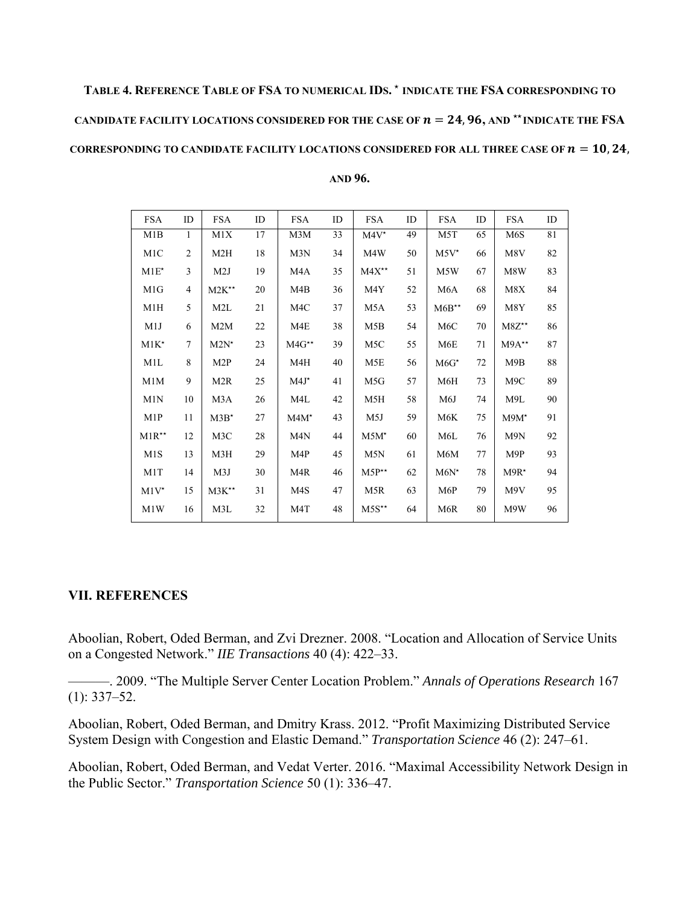**TABLE 4. REFERENCE TABLE OF FSA TO NUMERICAL IDS. * INDICATE THE FSA CORRESPONDING TO CANDIDATE FACILITY LOCATIONS CONSIDERED FOR THE CASE OF $n = 24, 96$, AND ** INDICATE THE FSA CORRESPONDING TO CANDIDATE FACILITY LOCATIONS CONSIDERED FOR ALL THREE CASE OF $n = 10, 24$, AND 96.**

| FSA | ID | FSA | ID | FSA | ID | FSA | ID | FSA | ID | FSA | ID |
|---|---|---|---|---|---|---|---|---|---|---|---|
| M1B | 1 | M1X | 17 | M3M | 33 | M4V* | 49 | M5T | 65 | M6S | 81 |
| M1C | 2 | M2H | 18 | M3N | 34 | M4W | 50 | M5V* | 66 | M8V | 82 |
| M1E* | 3 | M2J | 19 | M4A | 35 | M4X** | 51 | M5W | 67 | M8W | 83 |
| M1G | 4 | M2K** | 20 | M4B | 36 | M4Y | 52 | M6A | 68 | M8X | 84 |
| M1H | 5 | M2L | 21 | M4C | 37 | M5A | 53 | M6B** | 69 | M8Y | 85 |
| M1J | 6 | M2M | 22 | M4E | 38 | M5B | 54 | M6C | 70 | M8Z** | 86 |
| M1K* | 7 | M2N* | 23 | M4G** | 39 | M5C | 55 | M6E | 71 | M9A** | 87 |
| M1L | 8 | M2P | 24 | M4H | 40 | M5E | 56 | M6G* | 72 | M9B | 88 |
| M1M | 9 | M2R | 25 | M4J* | 41 | M5G | 57 | M6H | 73 | M9C | 89 |
| M1N | 10 | M3A | 26 | M4L | 42 | M5H | 58 | M6J | 74 | M9L | 90 |
| M1P | 11 | M3B* | 27 | M4M* | 43 | M5J | 59 | M6K | 75 | M9M* | 91 |
| M1R** | 12 | M3C | 28 | M4N | 44 | M5M* | 60 | M6L | 76 | M9N | 92 |
| M1S | 13 | M3H | 29 | M4P | 45 | M5N | 61 | M6M | 77 | M9P | 93 |
| M1T | 14 | M3J | 30 | M4R | 46 | M5P** | 62 | M6N* | 78 | M9R* | 94 |
| M1V* | 15 | M3K** | 31 | M4S | 47 | M5R | 63 | M6P | 79 | M9V | 95 |
| M1W | 16 | M3L | 32 | M4T | 48 | M5S** | 64 | M6R | 80 | M9W | 96 |

## VII. REFERENCES

Aboolian, Robert, Oded Berman, and Zvi Drezner. 2008. "Location and Allocation of Service Units on a Congested Network." *IIE Transactions* 40 (4): 422–33.

———. 2009. "The Multiple Server Center Location Problem." *Annals of Operations Research* 167 (1): 337–52.

Aboolian, Robert, Oded Berman, and Dmitry Krass. 2012. "Profit Maximizing Distributed Service System Design with Congestion and Elastic Demand." *Transportation Science* 46 (2): 247–61.

Aboolian, Robert, Oded Berman, and Vedat Verter. 2016. "Maximal Accessibility Network Design in the Public Sector." *Transportation Science* 50 (1): 336–47.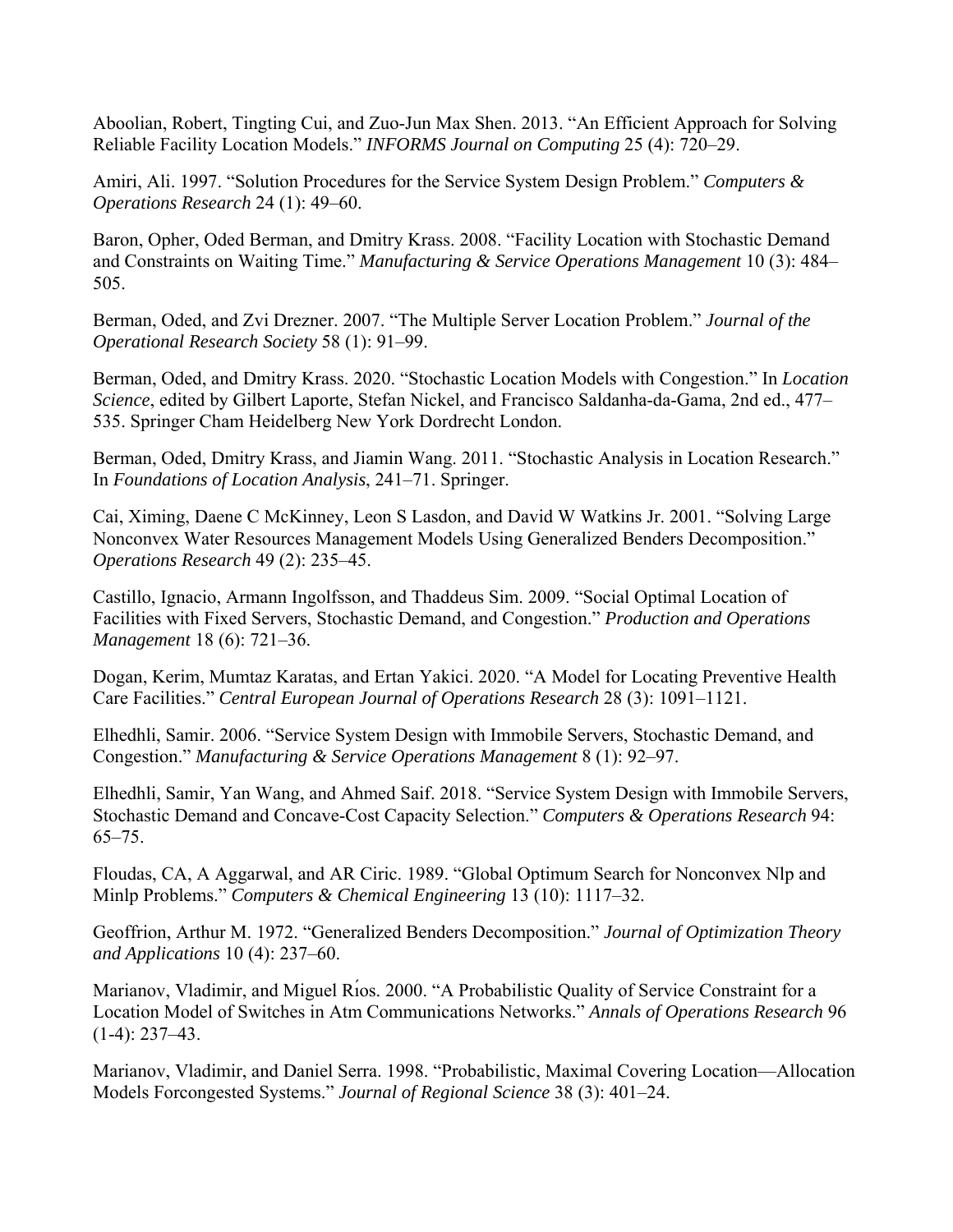Aboolian, Robert, Tingting Cui, and Zuo-Jun Max Shen. 2013. "An Efficient Approach for Solving Reliable Facility Location Models." *INFORMS Journal on Computing* 25 (4): 720–29.

Amiri, Ali. 1997. "Solution Procedures for the Service System Design Problem." *Computers & Operations Research* 24 (1): 49–60.

Baron, Opher, Oded Berman, and Dmitry Krass. 2008. "Facility Location with Stochastic Demand and Constraints on Waiting Time." *Manufacturing & Service Operations Management* 10 (3): 484–505.

Berman, Oded, and Zvi Drezner. 2007. "The Multiple Server Location Problem." *Journal of the Operational Research Society* 58 (1): 91–99.

Berman, Oded, and Dmitry Krass. 2020. "Stochastic Location Models with Congestion." In *Location Science*, edited by Gilbert Laporte, Stefan Nickel, and Francisco Saldanha-da-Gama, 2nd ed., 477–535. Springer Cham Heidelberg New York Dordrecht London.

Berman, Oded, Dmitry Krass, and Jiamin Wang. 2011. "Stochastic Analysis in Location Research." In *Foundations of Location Analysis*, 241–71. Springer.

Cai, Ximing, Daene C McKinney, Leon S Lasdon, and David W Watkins Jr. 2001. "Solving Large Nonconvex Water Resources Management Models Using Generalized Benders Decomposition." *Operations Research* 49 (2): 235–45.

Castillo, Ignacio, Armann Ingolfsson, and Thaddeus Sim. 2009. "Social Optimal Location of Facilities with Fixed Servers, Stochastic Demand, and Congestion." *Production and Operations Management* 18 (6): 721–36.

Dogan, Kerim, Mumtaz Karatas, and Ertan Yakici. 2020. "A Model for Locating Preventive Health Care Facilities." *Central European Journal of Operations Research* 28 (3): 1091–1121.

Elhedhli, Samir. 2006. "Service System Design with Immobile Servers, Stochastic Demand, and Congestion." *Manufacturing & Service Operations Management* 8 (1): 92–97.

Elhedhli, Samir, Yan Wang, and Ahmed Saif. 2018. "Service System Design with Immobile Servers, Stochastic Demand and Concave-Cost Capacity Selection." *Computers & Operations Research* 94: 65–75.

Floudas, CA, A Aggarwal, and AR Ciric. 1989. "Global Optimum Search for Nonconvex Nlp and Minlp Problems." *Computers & Chemical Engineering* 13 (10): 1117–32.

Geoffrion, Arthur M. 1972. "Generalized Benders Decomposition." *Journal of Optimization Theory and Applications* 10 (4): 237–60.

Marianov, Vladimir, and Miguel Ríos. 2000. "A Probabilistic Quality of Service Constraint for a Location Model of Switches in Atm Communications Networks." *Annals of Operations Research* 96 (1-4): 237–43.

Marianov, Vladimir, and Daniel Serra. 1998. "Probabilistic, Maximal Covering Location—Allocation Models Forcongested Systems." *Journal of Regional Science* 38 (3): 401–24.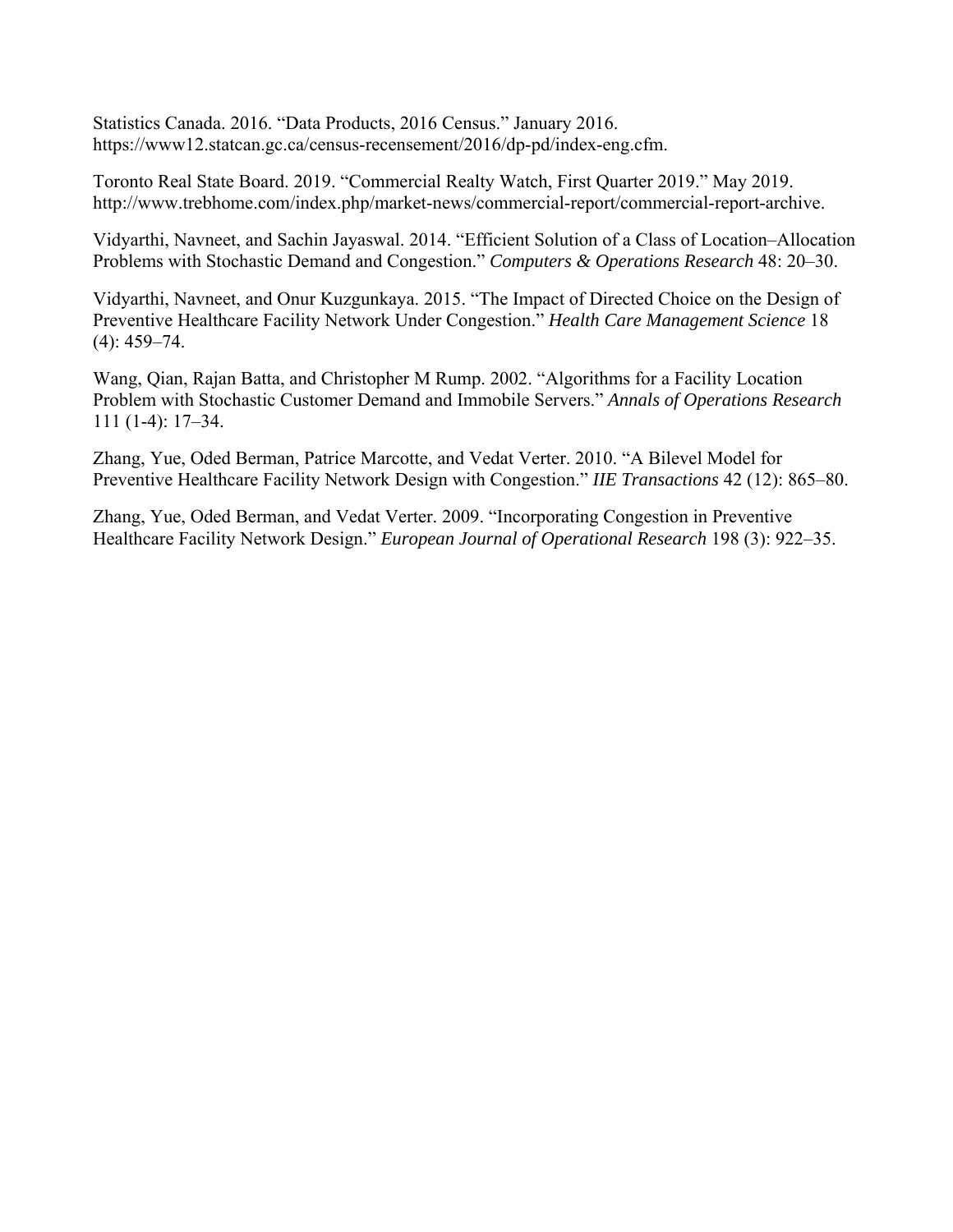Statistics Canada. 2016. "Data Products, 2016 Census." January 2016. https://www12.statcan.gc.ca/census-recensement/2016/dp-pd/index-eng.cfm.

Toronto Real State Board. 2019. "Commercial Realty Watch, First Quarter 2019." May 2019. http://www.trebhome.com/index.php/market-news/commercial-report/commercial-report-archive.

Vidyarthi, Navneet, and Sachin Jayaswal. 2014. "Efficient Solution of a Class of Location–Allocation Problems with Stochastic Demand and Congestion." *Computers & Operations Research* 48: 20–30.

Vidyarthi, Navneet, and Onur Kuzgunkaya. 2015. "The Impact of Directed Choice on the Design of Preventive Healthcare Facility Network Under Congestion." *Health Care Management Science* 18 (4): 459–74.

Wang, Qian, Rajan Batta, and Christopher M Rump. 2002. "Algorithms for a Facility Location Problem with Stochastic Customer Demand and Immobile Servers." *Annals of Operations Research* 111 (1-4): 17–34.

Zhang, Yue, Oded Berman, Patrice Marcotte, and Vedat Verter. 2010. "A Bilevel Model for Preventive Healthcare Facility Network Design with Congestion." *IIE Transactions* 42 (12): 865–80.

Zhang, Yue, Oded Berman, and Vedat Verter. 2009. "Incorporating Congestion in Preventive Healthcare Facility Network Design." *European Journal of Operational Research* 198 (3): 922–35.